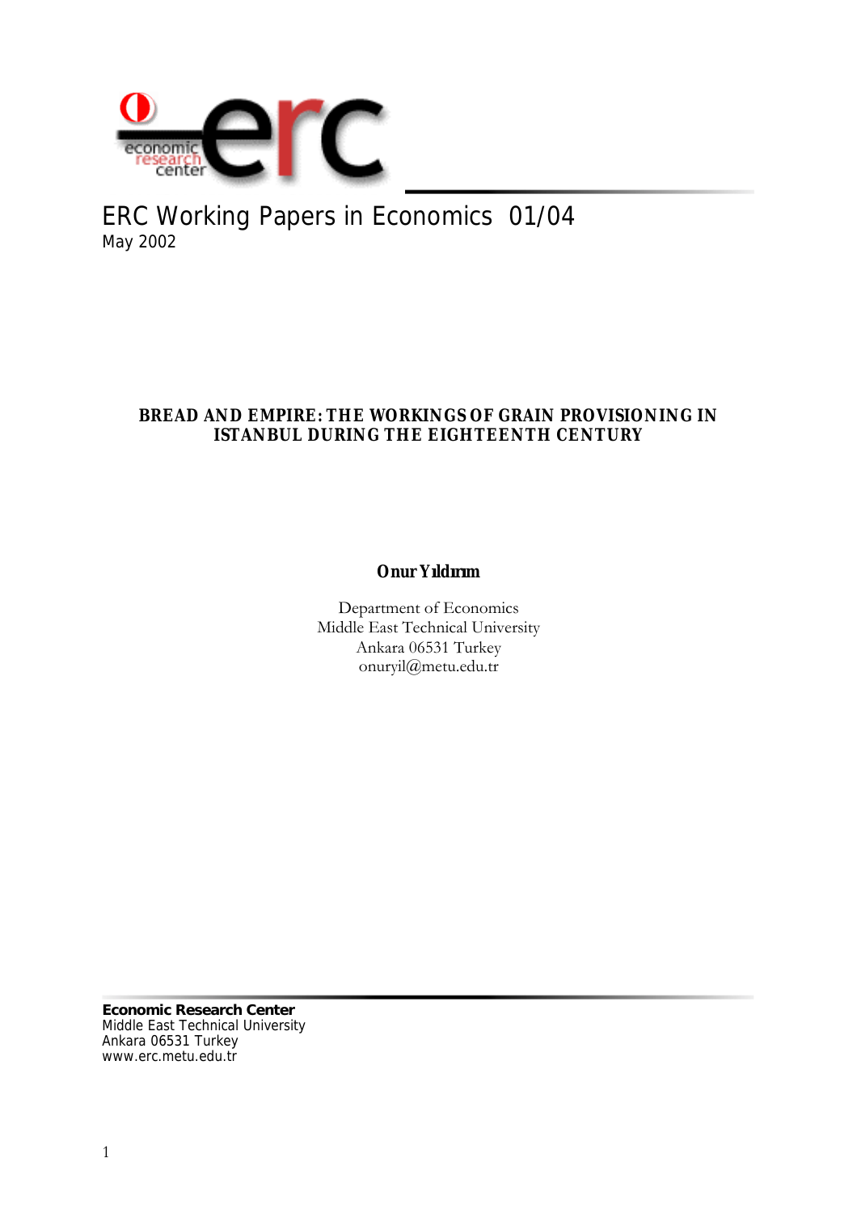ERC Working Papers in Economics 01/04
May 2002

# BREAD AND EMPIRE: THE WORKINGS OF GRAIN PROVISIONING IN ISTANBUL DURING THE EIGHTEENTH CENTURY

**Onur Yıldırım**

Department of Economics
Middle East Technical University
Ankara 06531 Turkey
onuryil@metu.edu.tr

**Economic Research Center**
Middle East Technical University
Ankara 06531 Turkey
www.erc.metu.edu.tr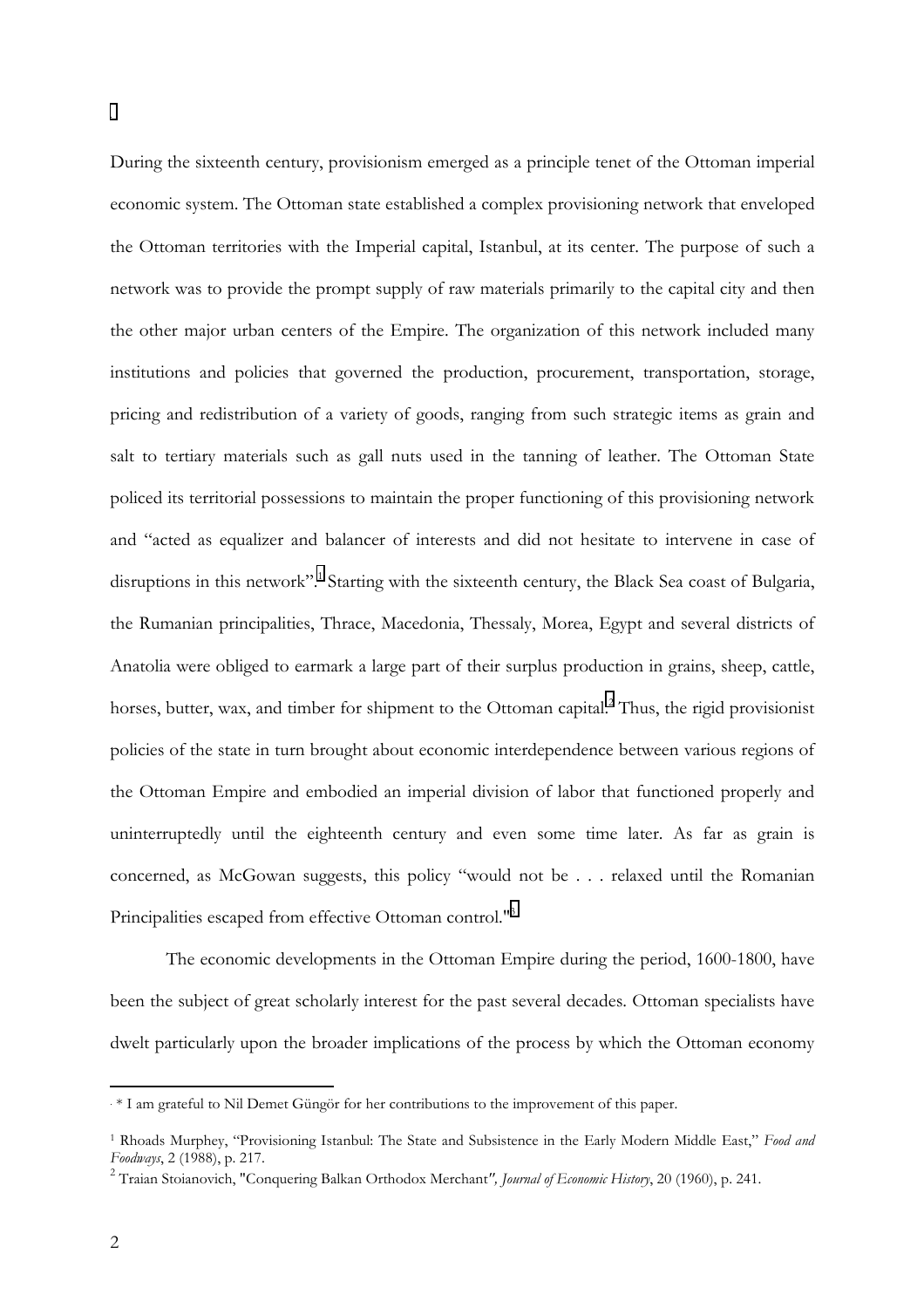During the sixteenth century, provisionism emerged as a principle tenet of the Ottoman imperial economic system. The Ottoman state established a complex provisioning network that enveloped the Ottoman territories with the Imperial capital, Istanbul, at its center. The purpose of such a network was to provide the prompt supply of raw materials primarily to the capital city and then the other major urban centers of the Empire. The organization of this network included many institutions and policies that governed the production, procurement, transportation, storage, pricing and redistribution of a variety of goods, ranging from such strategic items as grain and salt to tertiary materials such as gall nuts used in the tanning of leather. The Ottoman State policed its territorial possessions to maintain the proper functioning of this provisioning network and "acted as equalizer and balancer of interests and did not hesitate to intervene in case of disruptions in this network".[1] Starting with the sixteenth century, the Black Sea coast of Bulgaria, the Rumanian principalities, Thrace, Macedonia, Thessaly, Morea, Egypt and several districts of Anatolia were obliged to earmark a large part of their surplus production in grains, sheep, cattle, horses, butter, wax, and timber for shipment to the Ottoman capital.[2] Thus, the rigid provisionist policies of the state in turn brought about economic interdependence between various regions of the Ottoman Empire and embodied an imperial division of labor that functioned properly and uninterruptedly until the eighteenth century and even some time later. As far as grain is concerned, as McGowan suggests, this policy "would not be . . . relaxed until the Romanian Principalities escaped from effective Ottoman control."[3]

The economic developments in the Ottoman Empire during the period, 1600-1800, have been the subject of great scholarly interest for the past several decades. Ottoman specialists have dwelt particularly upon the broader implications of the process by which the Ottoman economy

---

\* I am grateful to Nil Demet Güngör for her contributions to the improvement of this paper.

[1] Rhoads Murphey, "Provisioning Istanbul: The State and Subsistence in the Early Modern Middle East," *Food and Foodways*, 2 (1988), p. 217.

[2] Traian Stoianovich, "Conquering Balkan Orthodox Merchant", *Journal of Economic History*, 20 (1960), p. 241.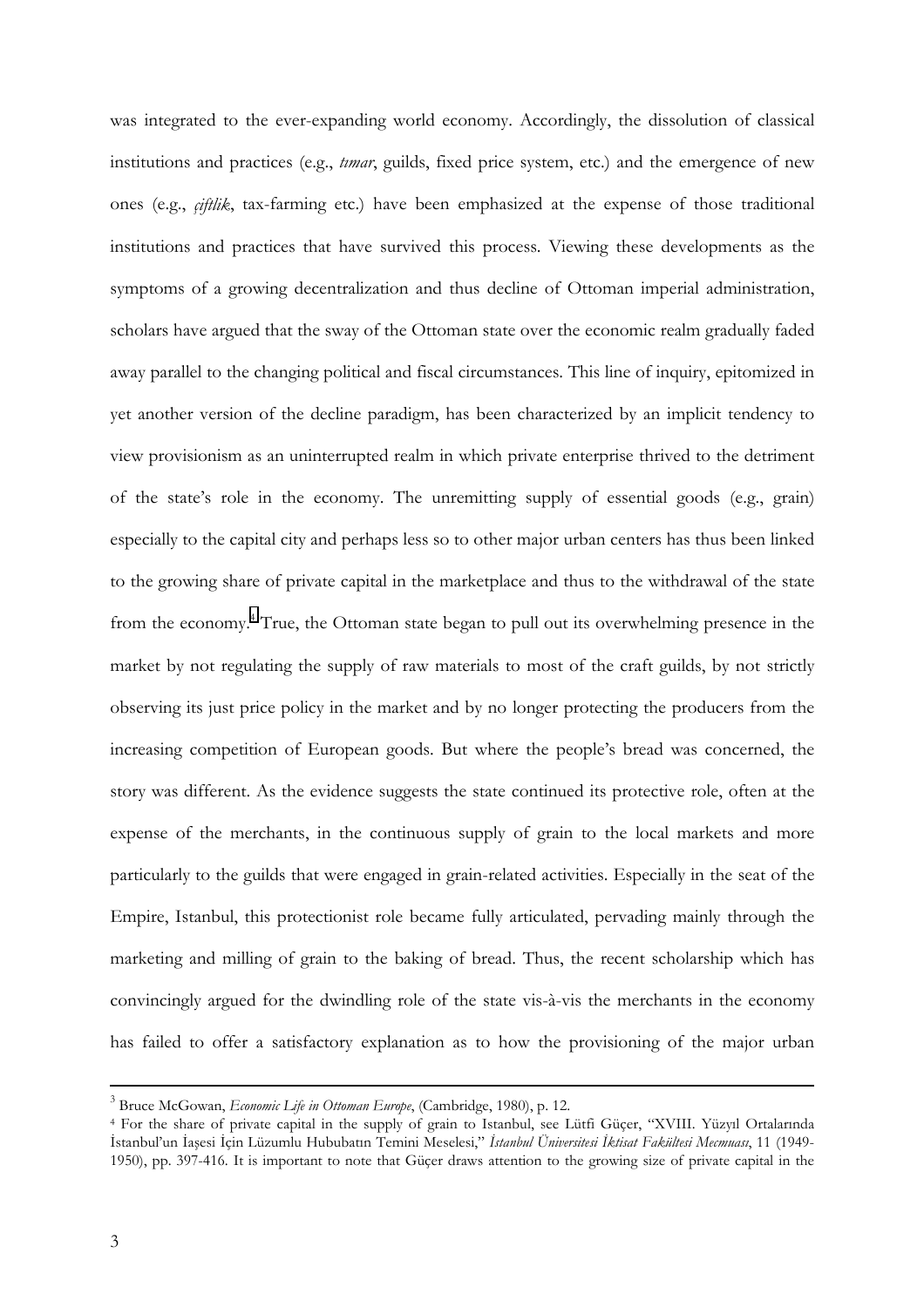was integrated to the ever-expanding world economy. Accordingly, the dissolution of classical institutions and practices (e.g., *tımar*, guilds, fixed price system, etc.) and the emergence of new ones (e.g., *çiftlik*, tax-farming etc.) have been emphasized at the expense of those traditional institutions and practices that have survived this process. Viewing these developments as the symptoms of a growing decentralization and thus decline of Ottoman imperial administration, scholars have argued that the sway of the Ottoman state over the economic realm gradually faded away parallel to the changing political and fiscal circumstances. This line of inquiry, epitomized in yet another version of the decline paradigm, has been characterized by an implicit tendency to view provisionism as an uninterrupted realm in which private enterprise thrived to the detriment of the state's role in the economy. The unremitting supply of essential goods (e.g., grain) especially to the capital city and perhaps less so to other major urban centers has thus been linked to the growing share of private capital in the marketplace and thus to the withdrawal of the state from the economy.[4] True, the Ottoman state began to pull out its overwhelming presence in the market by not regulating the supply of raw materials to most of the craft guilds, by not strictly observing its just price policy in the market and by no longer protecting the producers from the increasing competition of European goods. But where the people's bread was concerned, the story was different. As the evidence suggests the state continued its protective role, often at the expense of the merchants, in the continuous supply of grain to the local markets and more particularly to the guilds that were engaged in grain-related activities. Especially in the seat of the Empire, Istanbul, this protectionist role became fully articulated, pervading mainly through the marketing and milling of grain to the baking of bread. Thus, the recent scholarship which has convincingly argued for the dwindling role of the state vis-à-vis the merchants in the economy has failed to offer a satisfactory explanation as to how the provisioning of the major urban

---

[3] Bruce McGowan, *Economic Life in Ottoman Europe*, (Cambridge, 1980), p. 12.

[4] For the share of private capital in the supply of grain to Istanbul, see Lütfi Güçer, "XVIII. Yüzyıl Ortalarında İstanbul'un İaşesi İçin Lüzumlu Hububatın Temini Meselesi," *İstanbul Üniversitesi İktisat Fakültesi Mecmuası*, 11 (1949-1950), pp. 397-416. It is important to note that Güçer draws attention to the growing size of private capital in the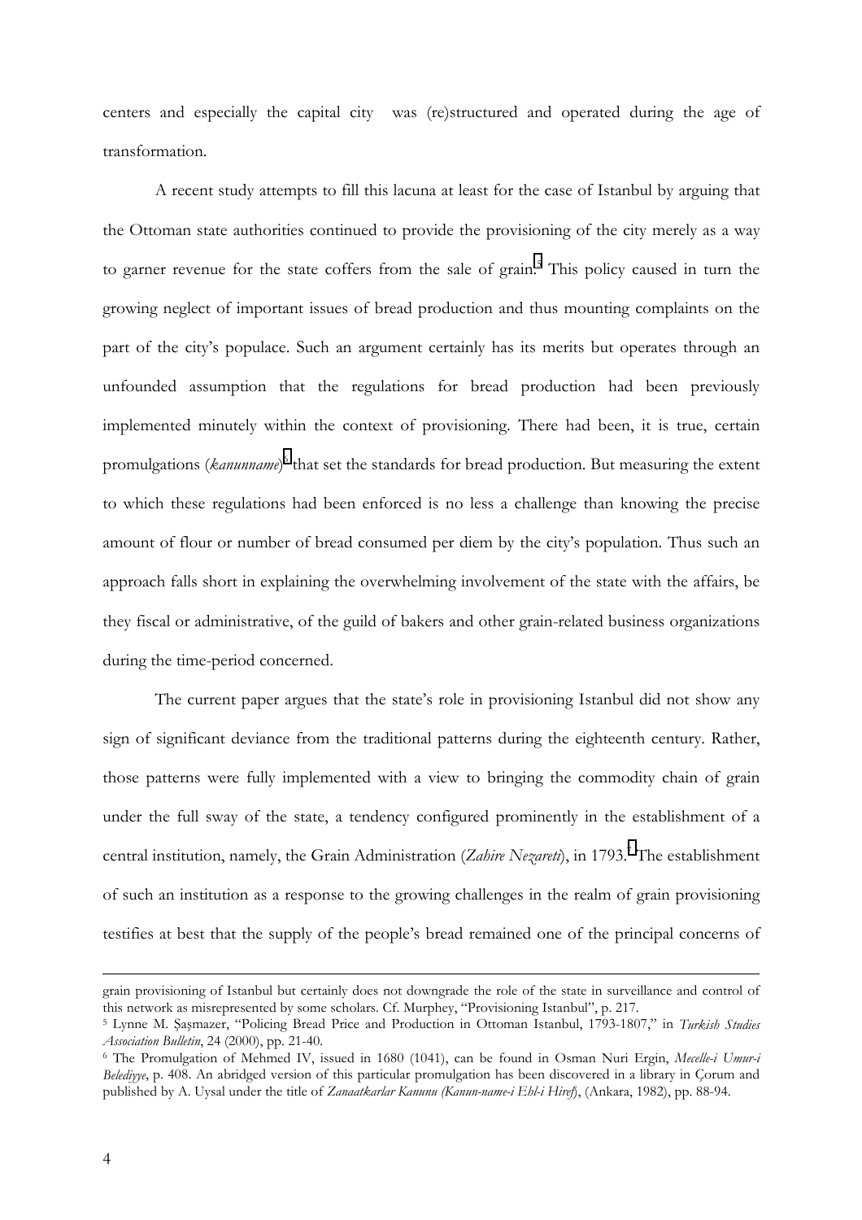centers and especially the capital city was (re)structured and operated during the age of transformation.

A recent study attempts to fill this lacuna at least for the case of Istanbul by arguing that the Ottoman state authorities continued to provide the provisioning of the city merely as a way to garner revenue for the state coffers from the sale of grain.[5] This policy caused in turn the growing neglect of important issues of bread production and thus mounting complaints on the part of the city's populace. Such an argument certainly has its merits but operates through an unfounded assumption that the regulations for bread production had been previously implemented minutely within the context of provisioning. There had been, it is true, certain promulgations (*kanunname*)[6] that set the standards for bread production. But measuring the extent to which these regulations had been enforced is no less a challenge than knowing the precise amount of flour or number of bread consumed per diem by the city's population. Thus such an approach falls short in explaining the overwhelming involvement of the state with the affairs, be they fiscal or administrative, of the guild of bakers and other grain-related business organizations during the time-period concerned.

The current paper argues that the state's role in provisioning Istanbul did not show any sign of significant deviance from the traditional patterns during the eighteenth century. Rather, those patterns were fully implemented with a view to bringing the commodity chain of grain under the full sway of the state, a tendency configured prominently in the establishment of a central institution, namely, the Grain Administration (*Zahire Nezareti*), in 1793.[7] The establishment of such an institution as a response to the growing challenges in the realm of grain provisioning testifies at best that the supply of the people's bread remained one of the principal concerns of

---

grain provisioning of Istanbul but certainly does not downgrade the role of the state in surveillance and control of this network as misrepresented by some scholars. Cf. Murphey, "Provisioning Istanbul", p. 217.

[5] Lynne M. Şaşmazer, "Policing Bread Price and Production in Ottoman Istanbul, 1793-1807," in *Turkish Studies Association Bulletin*, 24 (2000), pp. 21-40.

[6] The Promulgation of Mehmed IV, issued in 1680 (1041), can be found in Osman Nuri Ergin, *Mecelle-i Umur-i Belediyye*, p. 408. An abridged version of this particular promulgation has been discovered in a library in Çorum and published by A. Uysal under the title of *Zanaatkarlar Kanunu (Kanun-name-i Ehl-i Hiref)*, (Ankara, 1982), pp. 88-94.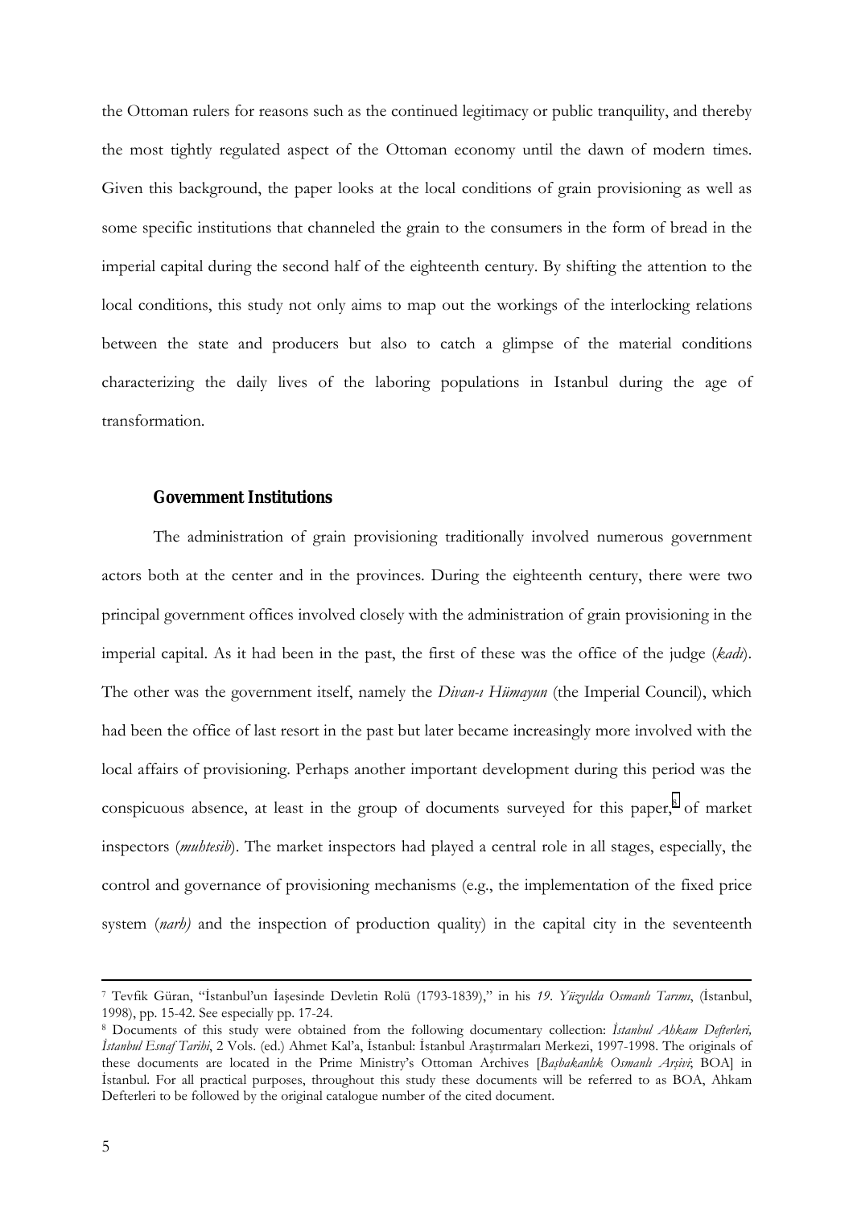the Ottoman rulers for reasons such as the continued legitimacy or public tranquility, and thereby the most tightly regulated aspect of the Ottoman economy until the dawn of modern times. Given this background, the paper looks at the local conditions of grain provisioning as well as some specific institutions that channeled the grain to the consumers in the form of bread in the imperial capital during the second half of the eighteenth century. By shifting the attention to the local conditions, this study not only aims to map out the workings of the interlocking relations between the state and producers but also to catch a glimpse of the material conditions characterizing the daily lives of the laboring populations in Istanbul during the age of transformation.

## Government Institutions

The administration of grain provisioning traditionally involved numerous government actors both at the center and in the provinces. During the eighteenth century, there were two principal government offices involved closely with the administration of grain provisioning in the imperial capital. As it had been in the past, the first of these was the office of the judge (*kadı*). The other was the government itself, namely the *Divan-ı Hümayun* (the Imperial Council), which had been the office of last resort in the past but later became increasingly more involved with the local affairs of provisioning. Perhaps another important development during this period was the conspicuous absence, at least in the group of documents surveyed for this paper,[8] of market inspectors (*muhtesib*). The market inspectors had played a central role in all stages, especially, the control and governance of provisioning mechanisms (e.g., the implementation of the fixed price system (*narh)* and the inspection of production quality) in the capital city in the seventeenth

---

[7] Tevfik Güran, "İstanbul'un İaşesinde Devletin Rolü (1793-1839)," in his *19. Yüzyılda Osmanlı Tarımı*, (İstanbul, 1998), pp. 15-42. See especially pp. 17-24.

[8] Documents of this study were obtained from the following documentary collection: *İstanbul Ahkam Defterleri, İstanbul Esnaf Tarihi*, 2 Vols. (ed.) Ahmet Kal'a, İstanbul: İstanbul Araştırmaları Merkezi, 1997-1998. The originals of these documents are located in the Prime Ministry's Ottoman Archives [*Başbakanlık Osmanlı Arşivi*; BOA] in İstanbul. For all practical purposes, throughout this study these documents will be referred to as BOA, Ahkam Defterleri to be followed by the original catalogue number of the cited document.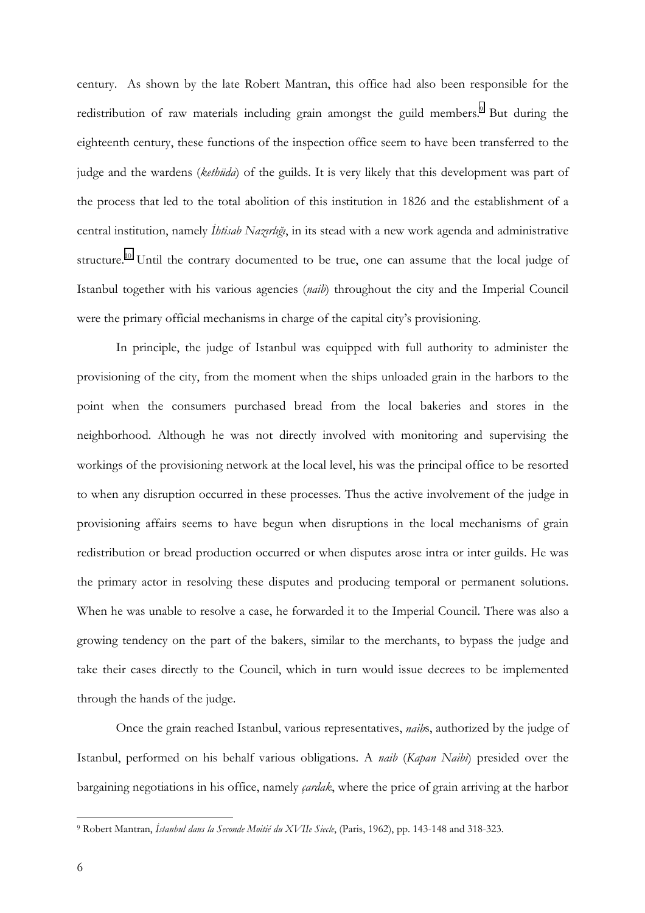century. As shown by the late Robert Mantran, this office had also been responsible for the redistribution of raw materials including grain amongst the guild members.[9] But during the eighteenth century, these functions of the inspection office seem to have been transferred to the judge and the wardens (*kethüda*) of the guilds. It is very likely that this development was part of the process that led to the total abolition of this institution in 1826 and the establishment of a central institution, namely *İhtisab Nazırlığı*, in its stead with a new work agenda and administrative structure.[10] Until the contrary documented to be true, one can assume that the local judge of Istanbul together with his various agencies (*naib*) throughout the city and the Imperial Council were the primary official mechanisms in charge of the capital city's provisioning.

In principle, the judge of Istanbul was equipped with full authority to administer the provisioning of the city, from the moment when the ships unloaded grain in the harbors to the point when the consumers purchased bread from the local bakeries and stores in the neighborhood. Although he was not directly involved with monitoring and supervising the workings of the provisioning network at the local level, his was the principal office to be resorted to when any disruption occurred in these processes. Thus the active involvement of the judge in provisioning affairs seems to have begun when disruptions in the local mechanisms of grain redistribution or bread production occurred or when disputes arose intra or inter guilds. He was the primary actor in resolving these disputes and producing temporal or permanent solutions. When he was unable to resolve a case, he forwarded it to the Imperial Council. There was also a growing tendency on the part of the bakers, similar to the merchants, to bypass the judge and take their cases directly to the Council, which in turn would issue decrees to be implemented through the hands of the judge.

Once the grain reached Istanbul, various representatives, *naib*s, authorized by the judge of Istanbul, performed on his behalf various obligations. A *naib* (*Kapan Naibi*) presided over the bargaining negotiations in his office, namely *çardak*, where the price of grain arriving at the harbor

---

[9] Robert Mantran, *İstanbul dans la Seconde Moitié du XVIIe Siecle*, (Paris, 1962), pp. 143-148 and 318-323.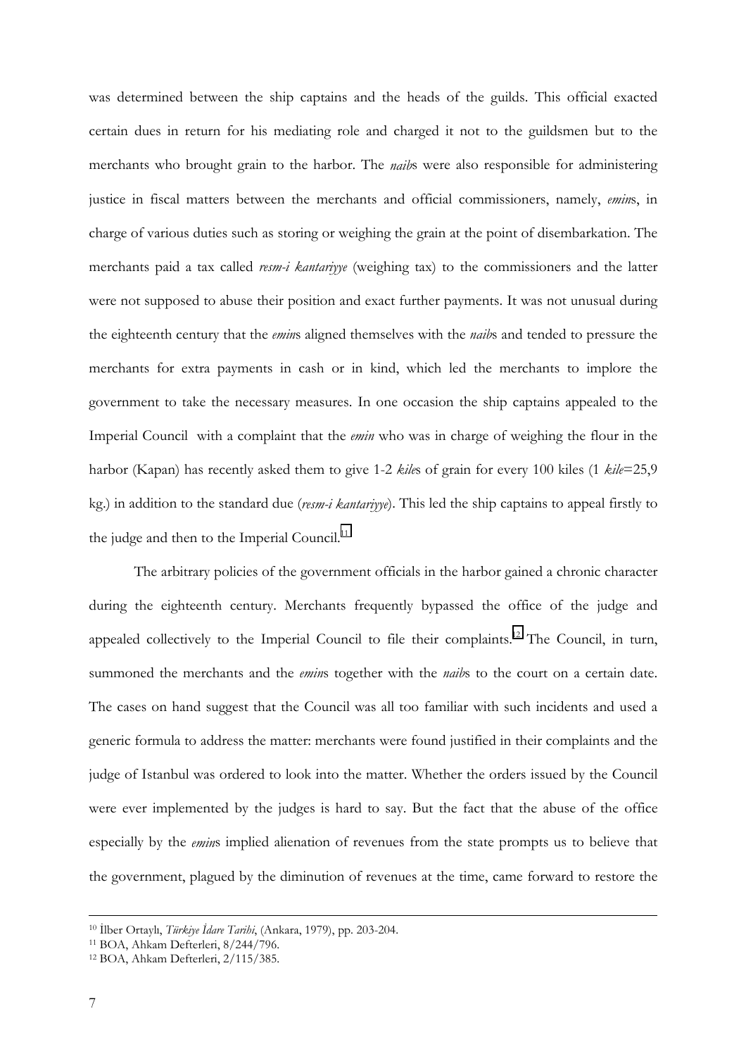was determined between the ship captains and the heads of the guilds. This official exacted certain dues in return for his mediating role and charged it not to the guildsmen but to the merchants who brought grain to the harbor. The *naib*s were also responsible for administering justice in fiscal matters between the merchants and official commissioners, namely, *emin*s, in charge of various duties such as storing or weighing the grain at the point of disembarkation. The merchants paid a tax called *resm-i kantariyye* (weighing tax) to the commissioners and the latter were not supposed to abuse their position and exact further payments. It was not unusual during the eighteenth century that the *emin*s aligned themselves with the *naib*s and tended to pressure the merchants for extra payments in cash or in kind, which led the merchants to implore the government to take the necessary measures. In one occasion the ship captains appealed to the Imperial Council with a complaint that the *emin* who was in charge of weighing the flour in the harbor (Kapan) has recently asked them to give 1-2 *kile*s of grain for every 100 kiles (1 *kile*=25,9 kg.) in addition to the standard due (*resm-i kantariyye*). This led the ship captains to appeal firstly to the judge and then to the Imperial Council.[11]

The arbitrary policies of the government officials in the harbor gained a chronic character during the eighteenth century. Merchants frequently bypassed the office of the judge and appealed collectively to the Imperial Council to file their complaints.[12] The Council, in turn, summoned the merchants and the *emin*s together with the *naib*s to the court on a certain date. The cases on hand suggest that the Council was all too familiar with such incidents and used a generic formula to address the matter: merchants were found justified in their complaints and the judge of Istanbul was ordered to look into the matter. Whether the orders issued by the Council were ever implemented by the judges is hard to say. But the fact that the abuse of the office especially by the *emin*s implied alienation of revenues from the state prompts us to believe that the government, plagued by the diminution of revenues at the time, came forward to restore the

---

[10] İlber Ortaylı, *Türkiye İdare Tarihi*, (Ankara, 1979), pp. 203-204.

[11] BOA, Ahkam Defterleri, 8/244/796.

[12] BOA, Ahkam Defterleri, 2/115/385.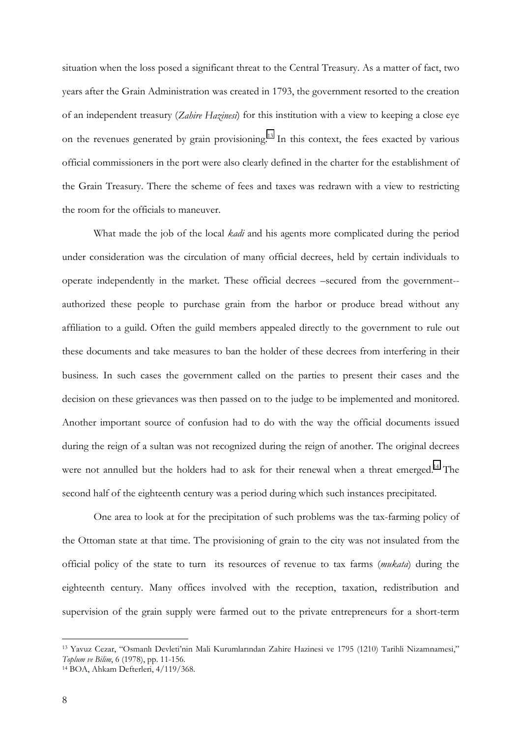situation when the loss posed a significant threat to the Central Treasury. As a matter of fact, two years after the Grain Administration was created in 1793, the government resorted to the creation of an independent treasury (*Zahire Hazinesi*) for this institution with a view to keeping a close eye on the revenues generated by grain provisioning.[13] In this context, the fees exacted by various official commissioners in the port were also clearly defined in the charter for the establishment of the Grain Treasury. There the scheme of fees and taxes was redrawn with a view to restricting the room for the officials to maneuver.

What made the job of the local *kadi* and his agents more complicated during the period under consideration was the circulation of many official decrees, held by certain individuals to operate independently in the market. These official decrees –secured from the government-- authorized these people to purchase grain from the harbor or produce bread without any affiliation to a guild. Often the guild members appealed directly to the government to rule out these documents and take measures to ban the holder of these decrees from interfering in their business. In such cases the government called on the parties to present their cases and the decision on these grievances was then passed on to the judge to be implemented and monitored. Another important source of confusion had to do with the way the official documents issued during the reign of a sultan was not recognized during the reign of another. The original decrees were not annulled but the holders had to ask for their renewal when a threat emerged.[14] The second half of the eighteenth century was a period during which such instances precipitated.

One area to look at for the precipitation of such problems was the tax-farming policy of the Ottoman state at that time. The provisioning of grain to the city was not insulated from the official policy of the state to turn its resources of revenue to tax farms (*mukata*) during the eighteenth century. Many offices involved with the reception, taxation, redistribution and supervision of the grain supply were farmed out to the private entrepreneurs for a short-term

---

[13] Yavuz Cezar, "Osmanlı Devleti'nin Mali Kurumlarından Zahire Hazinesi ve 1795 (1210) Tarihli Nizamnamesi," *Toplum ve Bilim*, 6 (1978), pp. 11-156.

[14] BOA, Ahkam Defterleri, 4/119/368.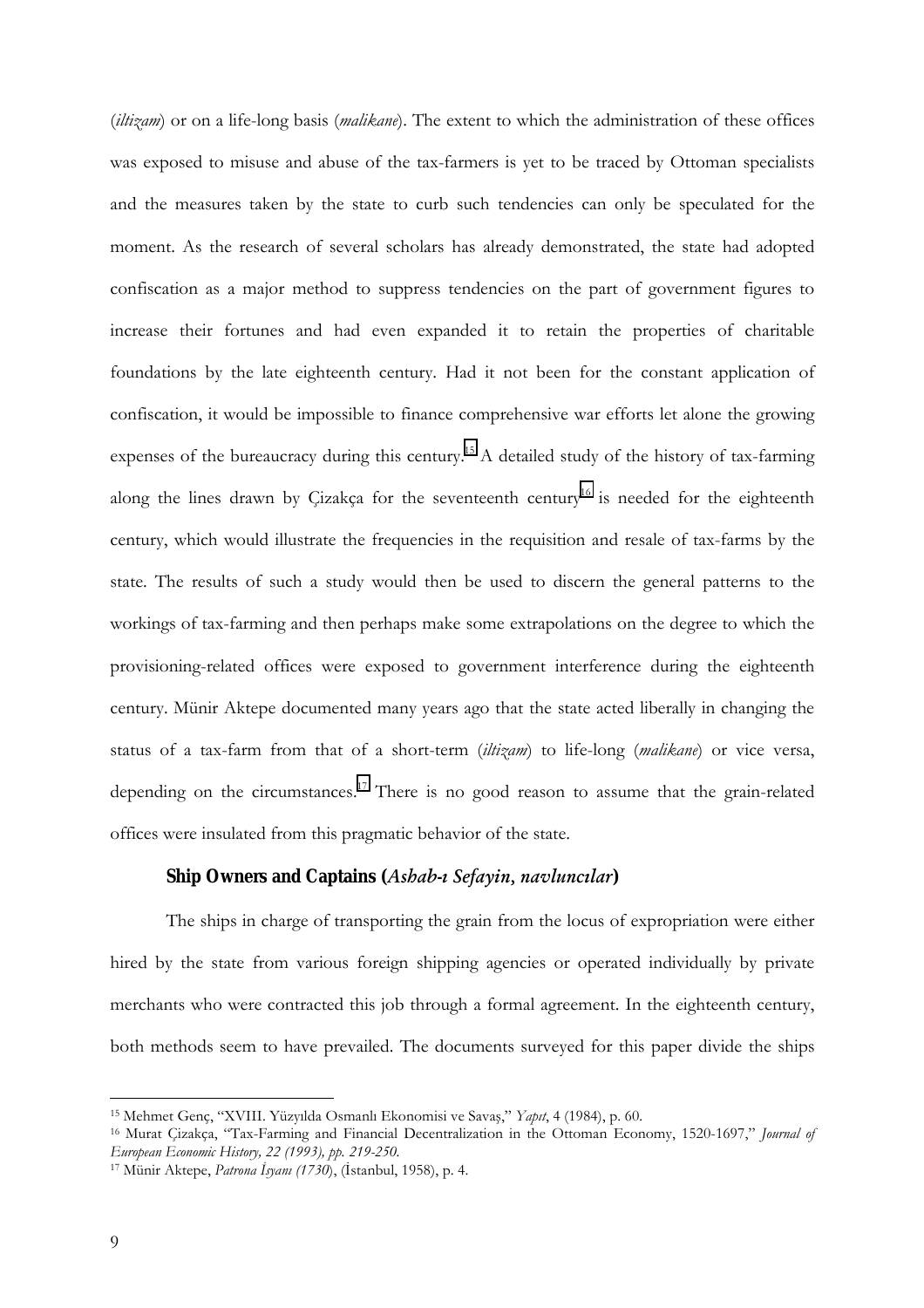(*iltizam*) or on a life-long basis (*malikane*). The extent to which the administration of these offices was exposed to misuse and abuse of the tax-farmers is yet to be traced by Ottoman specialists and the measures taken by the state to curb such tendencies can only be speculated for the moment. As the research of several scholars has already demonstrated, the state had adopted confiscation as a major method to suppress tendencies on the part of government figures to increase their fortunes and had even expanded it to retain the properties of charitable foundations by the late eighteenth century. Had it not been for the constant application of confiscation, it would be impossible to finance comprehensive war efforts let alone the growing expenses of the bureaucracy during this century.[15] A detailed study of the history of tax-farming along the lines drawn by Çizakça for the seventeenth century[16] is needed for the eighteenth century, which would illustrate the frequencies in the requisition and resale of tax-farms by the state. The results of such a study would then be used to discern the general patterns to the workings of tax-farming and then perhaps make some extrapolations on the degree to which the provisioning-related offices were exposed to government interference during the eighteenth century. Münir Aktepe documented many years ago that the state acted liberally in changing the status of a tax-farm from that of a short-term (*iltizam*) to life-long (*malikane*) or vice versa, depending on the circumstances.[17] There is no good reason to assume that the grain-related offices were insulated from this pragmatic behavior of the state.

### Ship Owners and Captains (*Ashab-ı Sefayin, navluncılar*)

The ships in charge of transporting the grain from the locus of expropriation were either hired by the state from various foreign shipping agencies or operated individually by private merchants who were contracted this job through a formal agreement. In the eighteenth century, both methods seem to have prevailed. The documents surveyed for this paper divide the ships

---

[15] Mehmet Genç, "XVIII. Yüzyılda Osmanlı Ekonomisi ve Savaş," *Yapıt*, 4 (1984), p. 60.

[16] Murat Çizakça, "Tax-Farming and Financial Decentralization in the Ottoman Economy, 1520-1697," *Journal of European Economic History, 22 (1993), pp. 219-250.*

[17] Münir Aktepe, *Patrona İsyanı (1730)*, (İstanbul, 1958), p. 4.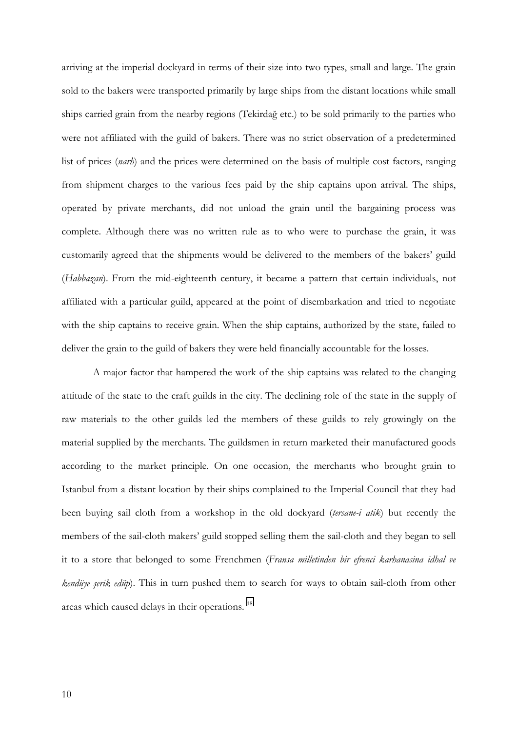arriving at the imperial dockyard in terms of their size into two types, small and large. The grain sold to the bakers were transported primarily by large ships from the distant locations while small ships carried grain from the nearby regions (Tekirdağ etc.) to be sold primarily to the parties who were not affiliated with the guild of bakers. There was no strict observation of a predetermined list of prices (*narh*) and the prices were determined on the basis of multiple cost factors, ranging from shipment charges to the various fees paid by the ship captains upon arrival. The ships, operated by private merchants, did not unload the grain until the bargaining process was complete. Although there was no written rule as to who were to purchase the grain, it was customarily agreed that the shipments would be delivered to the members of the bakers' guild (*Habbazan*). From the mid-eighteenth century, it became a pattern that certain individuals, not affiliated with a particular guild, appeared at the point of disembarkation and tried to negotiate with the ship captains to receive grain. When the ship captains, authorized by the state, failed to deliver the grain to the guild of bakers they were held financially accountable for the losses.

A major factor that hampered the work of the ship captains was related to the changing attitude of the state to the craft guilds in the city. The declining role of the state in the supply of raw materials to the other guilds led the members of these guilds to rely growingly on the material supplied by the merchants. The guildsmen in return marketed their manufactured goods according to the market principle. On one occasion, the merchants who brought grain to Istanbul from a distant location by their ships complained to the Imperial Council that they had been buying sail cloth from a workshop in the old dockyard (*tersane-i atik*) but recently the members of the sail-cloth makers' guild stopped selling them the sail-cloth and they began to sell it to a store that belonged to some Frenchmen (*Fransa milletinden bir efrenci karhanasina idhal ve kendüye şerik edüp*). This in turn pushed them to search for ways to obtain sail-cloth from other areas which caused delays in their operations. [18]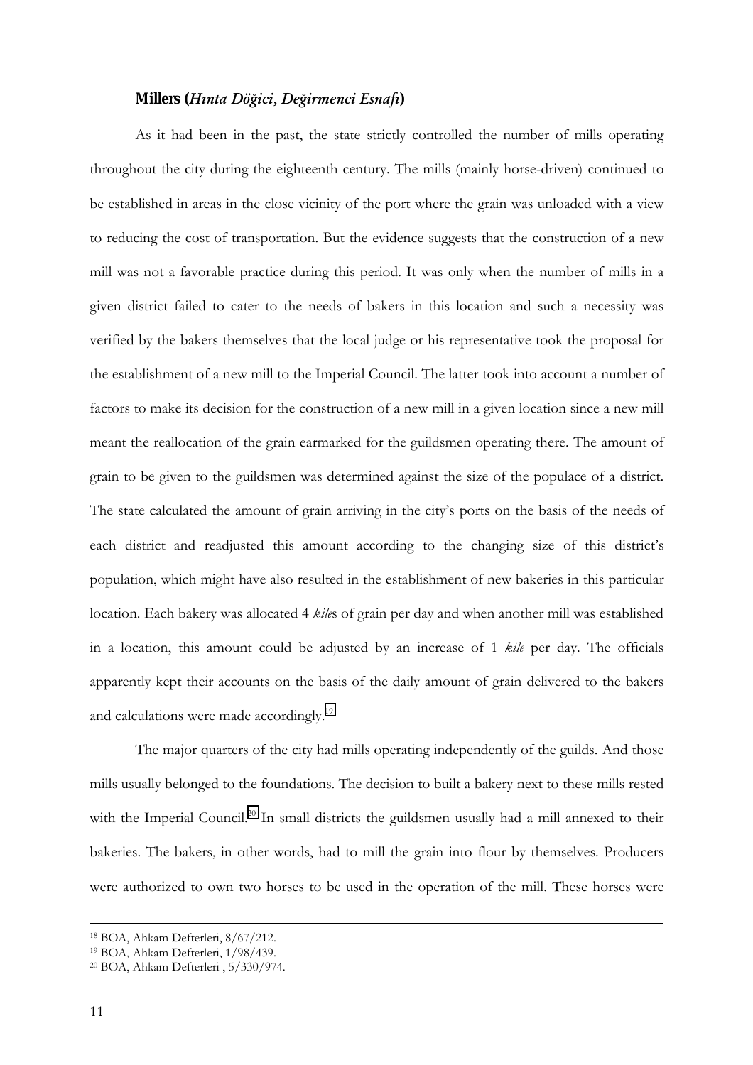### Millers (*Hınta Döğici, Değirmenci Esnafı*)

As it had been in the past, the state strictly controlled the number of mills operating throughout the city during the eighteenth century. The mills (mainly horse-driven) continued to be established in areas in the close vicinity of the port where the grain was unloaded with a view to reducing the cost of transportation. But the evidence suggests that the construction of a new mill was not a favorable practice during this period. It was only when the number of mills in a given district failed to cater to the needs of bakers in this location and such a necessity was verified by the bakers themselves that the local judge or his representative took the proposal for the establishment of a new mill to the Imperial Council. The latter took into account a number of factors to make its decision for the construction of a new mill in a given location since a new mill meant the reallocation of the grain earmarked for the guildsmen operating there. The amount of grain to be given to the guildsmen was determined against the size of the populace of a district. The state calculated the amount of grain arriving in the city's ports on the basis of the needs of each district and readjusted this amount according to the changing size of this district's population, which might have also resulted in the establishment of new bakeries in this particular location. Each bakery was allocated 4 *kile*s of grain per day and when another mill was established in a location, this amount could be adjusted by an increase of 1 *kile* per day. The officials apparently kept their accounts on the basis of the daily amount of grain delivered to the bakers and calculations were made accordingly.[19]

The major quarters of the city had mills operating independently of the guilds. And those mills usually belonged to the foundations. The decision to built a bakery next to these mills rested with the Imperial Council.[20] In small districts the guildsmen usually had a mill annexed to their bakeries. The bakers, in other words, had to mill the grain into flour by themselves. Producers were authorized to own two horses to be used in the operation of the mill. These horses were

---

[18] BOA, Ahkam Defterleri, 8/67/212.

[19] BOA, Ahkam Defterleri, 1/98/439.

[20] BOA, Ahkam Defterleri , 5/330/974.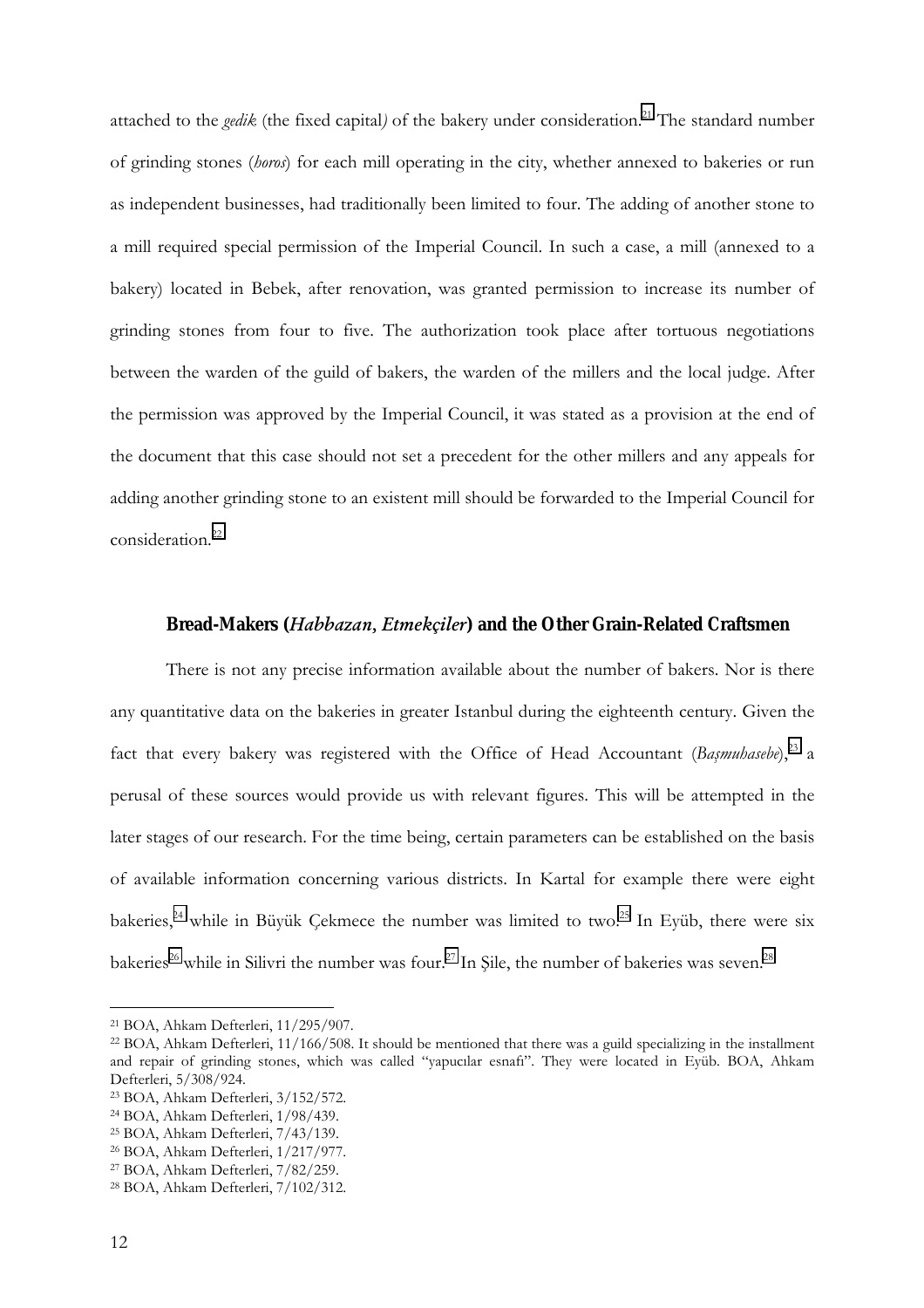attached to the *gedik* (the fixed capital*)* of the bakery under consideration.[21] The standard number of grinding stones (*boros*) for each mill operating in the city, whether annexed to bakeries or run as independent businesses, had traditionally been limited to four. The adding of another stone to a mill required special permission of the Imperial Council. In such a case, a mill (annexed to a bakery) located in Bebek, after renovation, was granted permission to increase its number of grinding stones from four to five. The authorization took place after tortuous negotiations between the warden of the guild of bakers, the warden of the millers and the local judge. After the permission was approved by the Imperial Council, it was stated as a provision at the end of the document that this case should not set a precedent for the other millers and any appeals for adding another grinding stone to an existent mill should be forwarded to the Imperial Council for consideration.[22]

### Bread-Makers (*Habbazan*, *Etmekçiler*) and the Other Grain-Related Craftsmen

There is not any precise information available about the number of bakers. Nor is there any quantitative data on the bakeries in greater Istanbul during the eighteenth century. Given the fact that every bakery was registered with the Office of Head Accountant (*Başmuhasebe*),[23] a perusal of these sources would provide us with relevant figures. This will be attempted in the later stages of our research. For the time being, certain parameters can be established on the basis of available information concerning various districts. In Kartal for example there were eight bakeries,[24] while in Büyük Çekmece the number was limited to two.[25] In Eyüb, there were six bakeries[26] while in Silivri the number was four.[27] In Şile, the number of bakeries was seven.[28]

---

[21] BOA, Ahkam Defterleri, 11/295/907.

[22] BOA, Ahkam Defterleri, 11/166/508. It should be mentioned that there was a guild specializing in the installment and repair of grinding stones, which was called "yapucılar esnafı". They were located in Eyüb. BOA, Ahkam Defterleri, 5/308/924.

[23] BOA, Ahkam Defterleri, 3/152/572.

[24] BOA, Ahkam Defterleri, 1/98/439.

[25] BOA, Ahkam Defterleri, 7/43/139.

[26] BOA, Ahkam Defterleri, 1/217/977.

[27] BOA, Ahkam Defterleri, 7/82/259.

[28] BOA, Ahkam Defterleri, 7/102/312.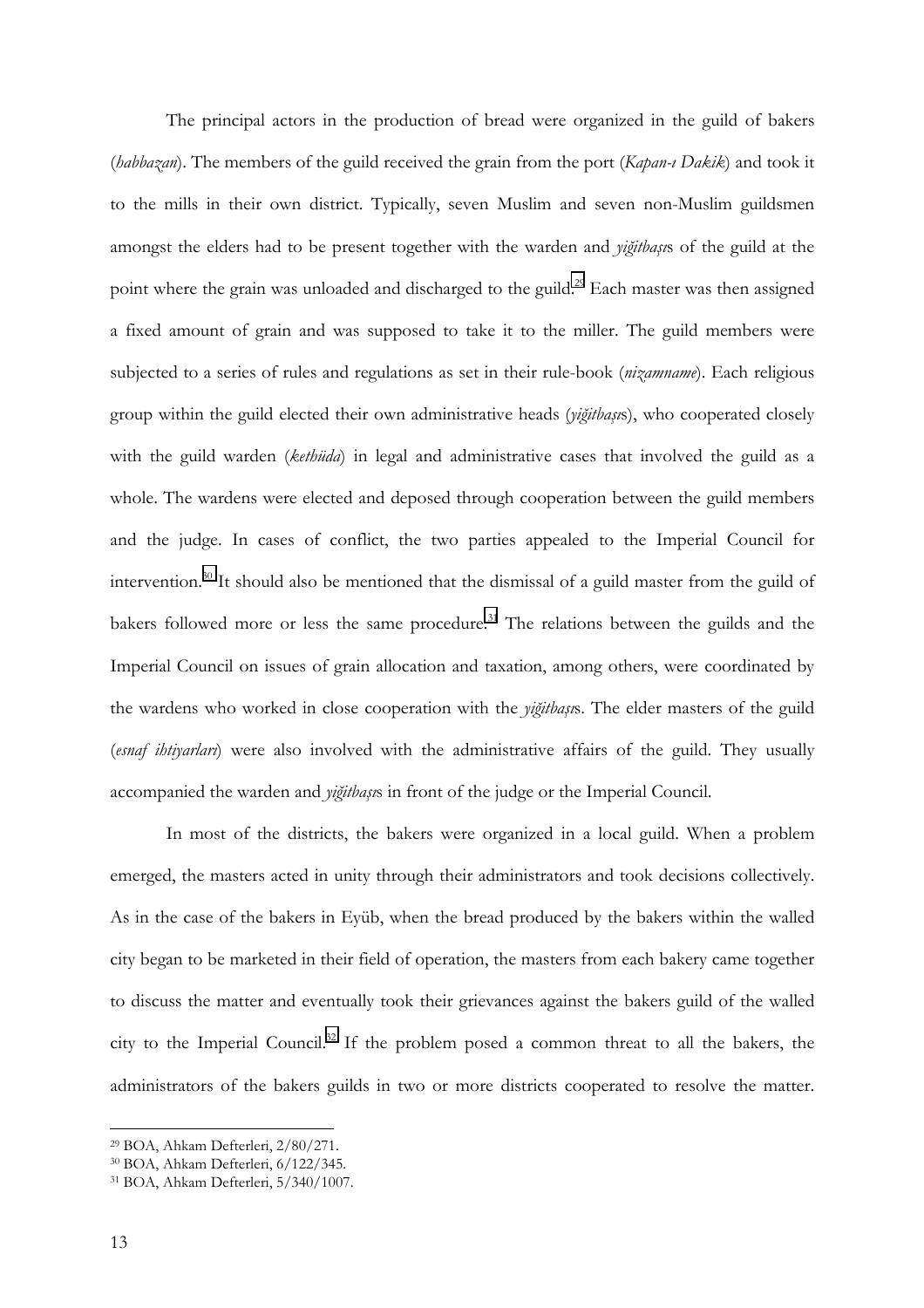The principal actors in the production of bread were organized in the guild of bakers (*habbazan*). The members of the guild received the grain from the port (*Kapan-ı Dakik*) and took it to the mills in their own district. Typically, seven Muslim and seven non-Muslim guildsmen amongst the elders had to be present together with the warden and *yiğitbaşı*s of the guild at the point where the grain was unloaded and discharged to the guild.[29] Each master was then assigned a fixed amount of grain and was supposed to take it to the miller. The guild members were subjected to a series of rules and regulations as set in their rule-book (*nizamname*). Each religious group within the guild elected their own administrative heads (*yiğitbaşı*s), who cooperated closely with the guild warden (*kethüda*) in legal and administrative cases that involved the guild as a whole. The wardens were elected and deposed through cooperation between the guild members and the judge. In cases of conflict, the two parties appealed to the Imperial Council for intervention.[30] It should also be mentioned that the dismissal of a guild master from the guild of bakers followed more or less the same procedure.[31] The relations between the guilds and the Imperial Council on issues of grain allocation and taxation, among others, were coordinated by the wardens who worked in close cooperation with the *yiğitbaşı*s. The elder masters of the guild (*esnaf ihtiyarlari*) were also involved with the administrative affairs of the guild. They usually accompanied the warden and *yiğitbaşı*s in front of the judge or the Imperial Council.

In most of the districts, the bakers were organized in a local guild. When a problem emerged, the masters acted in unity through their administrators and took decisions collectively. As in the case of the bakers in Eyüb, when the bread produced by the bakers within the walled city began to be marketed in their field of operation, the masters from each bakery came together to discuss the matter and eventually took their grievances against the bakers guild of the walled city to the Imperial Council.[32] If the problem posed a common threat to all the bakers, the administrators of the bakers guilds in two or more districts cooperated to resolve the matter.

---

[29] BOA, Ahkam Defterleri, 2/80/271.

[30] BOA, Ahkam Defterleri, 6/122/345.

[31] BOA, Ahkam Defterleri, 5/340/1007.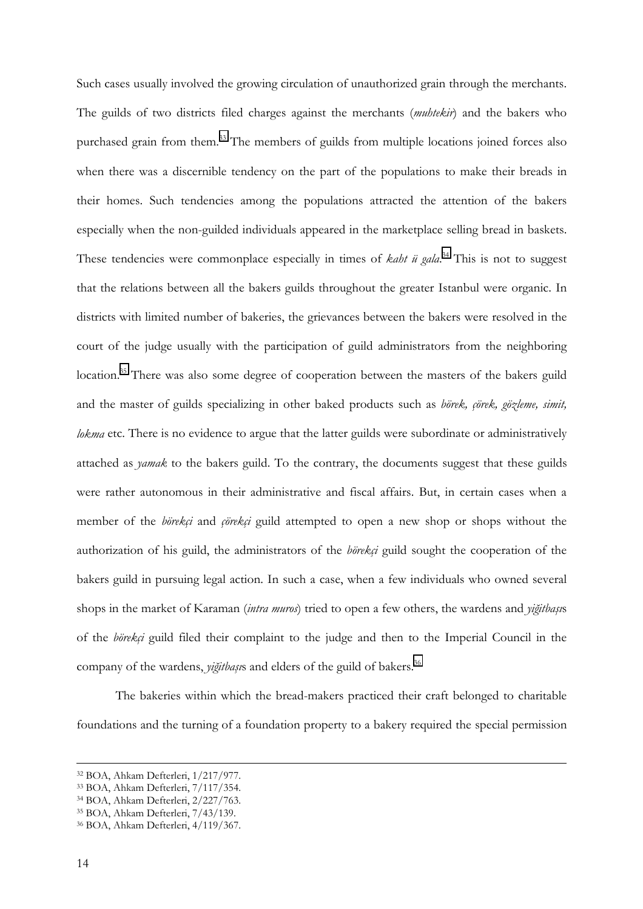Such cases usually involved the growing circulation of unauthorized grain through the merchants. The guilds of two districts filed charges against the merchants (*muhtekir*) and the bakers who purchased grain from them.[33] The members of guilds from multiple locations joined forces also when there was a discernible tendency on the part of the populations to make their breads in their homes. Such tendencies among the populations attracted the attention of the bakers especially when the non-guilded individuals appeared in the marketplace selling bread in baskets. These tendencies were commonplace especially in times of *kaht ü gala*.[34] This is not to suggest that the relations between all the bakers guilds throughout the greater Istanbul were organic. In districts with limited number of bakeries, the grievances between the bakers were resolved in the court of the judge usually with the participation of guild administrators from the neighboring location.[35] There was also some degree of cooperation between the masters of the bakers guild and the master of guilds specializing in other baked products such as *börek, çörek, gözleme, simit, lokma* etc. There is no evidence to argue that the latter guilds were subordinate or administratively attached as *yamak* to the bakers guild. To the contrary, the documents suggest that these guilds were rather autonomous in their administrative and fiscal affairs. But, in certain cases when a member of the *börekçi* and *çörekçi* guild attempted to open a new shop or shops without the authorization of his guild, the administrators of the *börekçi* guild sought the cooperation of the bakers guild in pursuing legal action. In such a case, when a few individuals who owned several shops in the market of Karaman (*intra muros*) tried to open a few others, the wardens and *yiğitbaşı*s of the *börekçi* guild filed their complaint to the judge and then to the Imperial Council in the company of the wardens, *yiğitbaşı*s and elders of the guild of bakers.[36]

The bakeries within which the bread-makers practiced their craft belonged to charitable foundations and the turning of a foundation property to a bakery required the special permission

---

[32] BOA, Ahkam Defterleri, 1/217/977.

[33] BOA, Ahkam Defterleri, 7/117/354.

[34] BOA, Ahkam Defterleri, 2/227/763.

[35] BOA, Ahkam Defterleri, 7/43/139.

[36] BOA, Ahkam Defterleri, 4/119/367.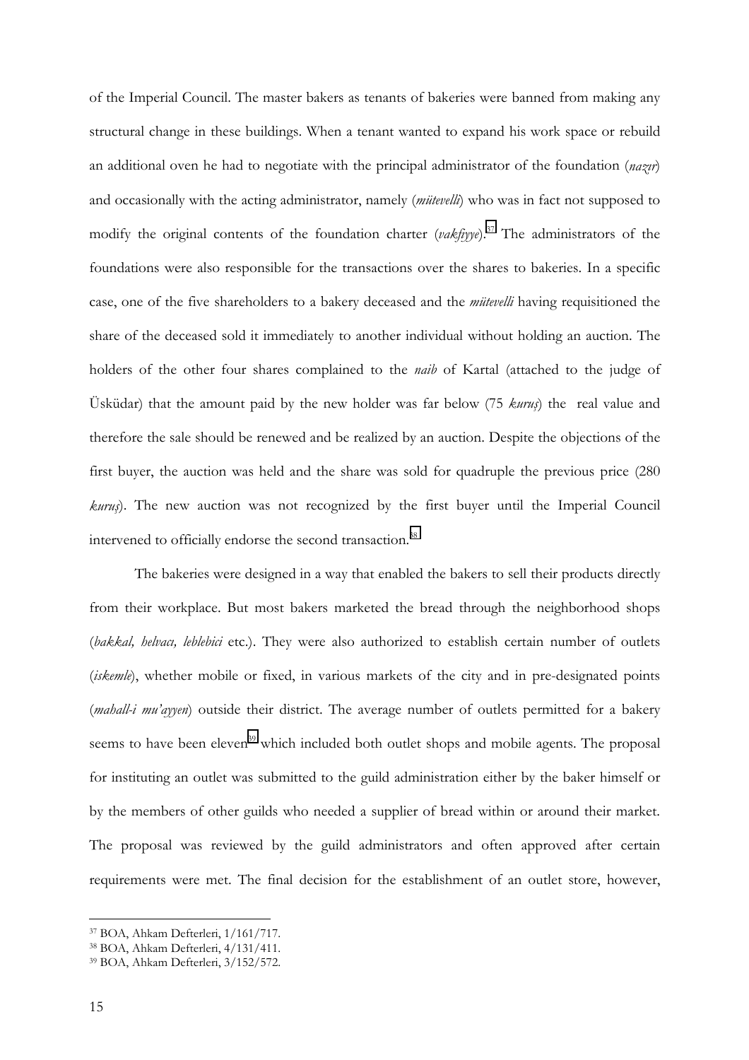of the Imperial Council. The master bakers as tenants of bakeries were banned from making any structural change in these buildings. When a tenant wanted to expand his work space or rebuild an additional oven he had to negotiate with the principal administrator of the foundation (*nazır*) and occasionally with the acting administrator, namely (*mütevelli*) who was in fact not supposed to modify the original contents of the foundation charter (*vakfiyye*).[37] The administrators of the foundations were also responsible for the transactions over the shares to bakeries. In a specific case, one of the five shareholders to a bakery deceased and the *mütevelli* having requisitioned the share of the deceased sold it immediately to another individual without holding an auction. The holders of the other four shares complained to the *naib* of Kartal (attached to the judge of Üsküdar) that the amount paid by the new holder was far below (75 *kuruş*) the real value and therefore the sale should be renewed and be realized by an auction. Despite the objections of the first buyer, the auction was held and the share was sold for quadruple the previous price (280 *kuruş*). The new auction was not recognized by the first buyer until the Imperial Council intervened to officially endorse the second transaction.[38]

The bakeries were designed in a way that enabled the bakers to sell their products directly from their workplace. But most bakers marketed the bread through the neighborhood shops (*bakkal, helvacı, leblebici* etc.). They were also authorized to establish certain number of outlets (*iskemle*), whether mobile or fixed, in various markets of the city and in pre-designated points (*mahall-i mu'ayyen*) outside their district. The average number of outlets permitted for a bakery seems to have been eleven[39] which included both outlet shops and mobile agents. The proposal for instituting an outlet was submitted to the guild administration either by the baker himself or by the members of other guilds who needed a supplier of bread within or around their market. The proposal was reviewed by the guild administrators and often approved after certain requirements were met. The final decision for the establishment of an outlet store, however,

---

[37] BOA, Ahkam Defterleri, 1/161/717.

[38] BOA, Ahkam Defterleri, 4/131/411.

[39] BOA, Ahkam Defterleri, 3/152/572.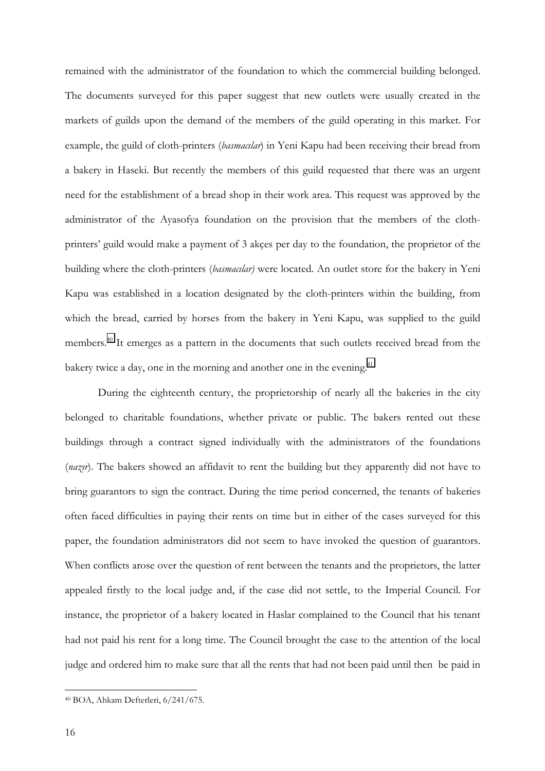remained with the administrator of the foundation to which the commercial building belonged. The documents surveyed for this paper suggest that new outlets were usually created in the markets of guilds upon the demand of the members of the guild operating in this market. For example, the guild of cloth-printers (*basmacılar*) in Yeni Kapu had been receiving their bread from a bakery in Haseki. But recently the members of this guild requested that there was an urgent need for the establishment of a bread shop in their work area. This request was approved by the administrator of the Ayasofya foundation on the provision that the members of the cloth-printers' guild would make a payment of 3 akçes per day to the foundation, the proprietor of the building where the cloth-printers (*basmacılar)* were located. An outlet store for the bakery in Yeni Kapu was established in a location designated by the cloth-printers within the building, from which the bread, carried by horses from the bakery in Yeni Kapu, was supplied to the guild members.[40] It emerges as a pattern in the documents that such outlets received bread from the bakery twice a day, one in the morning and another one in the evening.[41]

During the eighteenth century, the proprietorship of nearly all the bakeries in the city belonged to charitable foundations, whether private or public. The bakers rented out these buildings through a contract signed individually with the administrators of the foundations (*nazır*). The bakers showed an affidavit to rent the building but they apparently did not have to bring guarantors to sign the contract. During the time period concerned, the tenants of bakeries often faced difficulties in paying their rents on time but in either of the cases surveyed for this paper, the foundation administrators did not seem to have invoked the question of guarantors. When conflicts arose over the question of rent between the tenants and the proprietors, the latter appealed firstly to the local judge and, if the case did not settle, to the Imperial Council. For instance, the proprietor of a bakery located in Haslar complained to the Council that his tenant had not paid his rent for a long time. The Council brought the case to the attention of the local judge and ordered him to make sure that all the rents that had not been paid until then be paid in

---

[40] BOA, Ahkam Defterleri, 6/241/675.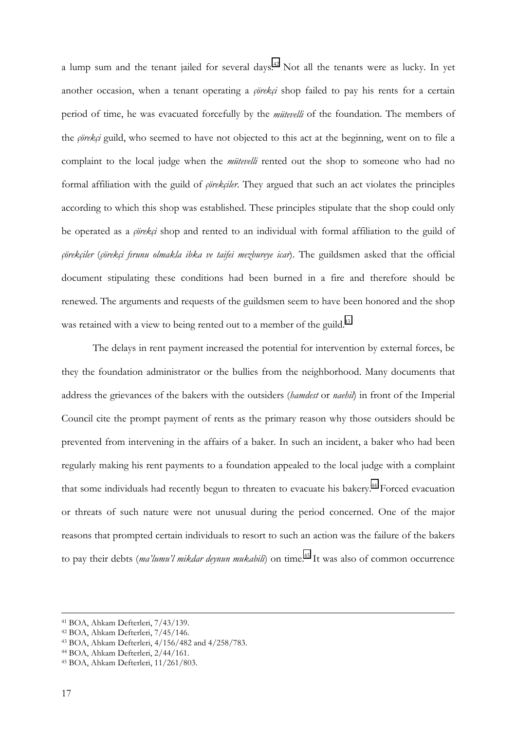a lump sum and the tenant jailed for several days.[42] Not all the tenants were as lucky. In yet another occasion, when a tenant operating a *çörekçi* shop failed to pay his rents for a certain period of time, he was evacuated forcefully by the *mütevelli* of the foundation. The members of the *çörekçi* guild, who seemed to have not objected to this act at the beginning, went on to file a complaint to the local judge when the *mütevelli* rented out the shop to someone who had no formal affiliation with the guild of *çörekçiler*. They argued that such an act violates the principles according to which this shop was established. These principles stipulate that the shop could only be operated as a *çörekçi* shop and rented to an individual with formal affiliation to the guild of *çörekçiler* (*çörekçi fırunu olmakla ibka ve taifei mezbureye icar*). The guildsmen asked that the official document stipulating these conditions had been burned in a fire and therefore should be renewed. The arguments and requests of the guildsmen seem to have been honored and the shop was retained with a view to being rented out to a member of the guild.[43]

The delays in rent payment increased the potential for intervention by external forces, be they the foundation administrator or the bullies from the neighborhood. Many documents that address the grievances of the bakers with the outsiders (*hamdest* or *naehil*) in front of the Imperial Council cite the prompt payment of rents as the primary reason why those outsiders should be prevented from intervening in the affairs of a baker. In such an incident, a baker who had been regularly making his rent payments to a foundation appealed to the local judge with a complaint that some individuals had recently begun to threaten to evacuate his bakery.[44] Forced evacuation or threats of such nature were not unusual during the period concerned. One of the major reasons that prompted certain individuals to resort to such an action was the failure of the bakers to pay their debts (*ma'lumu'l mikdar deynun mukabili*) on time.[45] It was also of common occurrence

---

[41] BOA, Ahkam Defterleri, 7/43/139.

[42] BOA, Ahkam Defterleri, 7/45/146.

[43] BOA, Ahkam Defterleri, 4/156/482 and 4/258/783.

[44] BOA, Ahkam Defterleri, 2/44/161.

[45] BOA, Ahkam Defterleri, 11/261/803.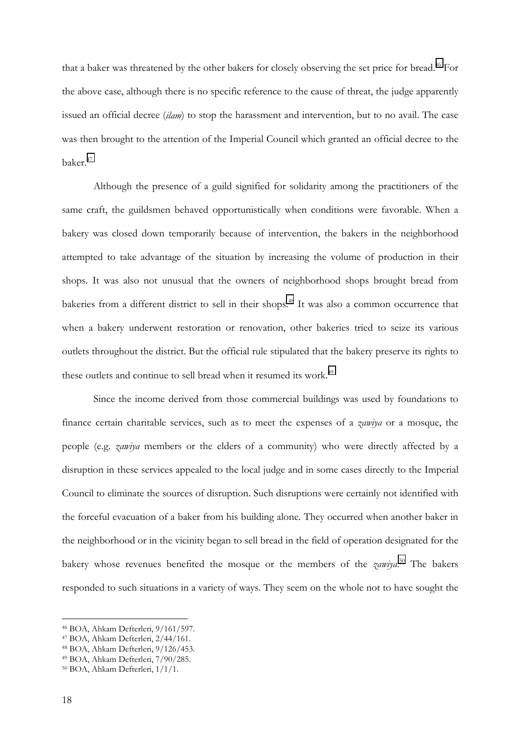that a baker was threatened by the other bakers for closely observing the set price for bread.[46] For the above case, although there is no specific reference to the cause of threat, the judge apparently issued an official decree (*ilam*) to stop the harassment and intervention, but to no avail. The case was then brought to the attention of the Imperial Council which granted an official decree to the baker.[47]

Although the presence of a guild signified for solidarity among the practitioners of the same craft, the guildsmen behaved opportunistically when conditions were favorable. When a bakery was closed down temporarily because of intervention, the bakers in the neighborhood attempted to take advantage of the situation by increasing the volume of production in their shops. It was also not unusual that the owners of neighborhood shops brought bread from bakeries from a different district to sell in their shops.[48] It was also a common occurrence that when a bakery underwent restoration or renovation, other bakeries tried to seize its various outlets throughout the district. But the official rule stipulated that the bakery preserve its rights to these outlets and continue to sell bread when it resumed its work.[49]

Since the income derived from those commercial buildings was used by foundations to finance certain charitable services, such as to meet the expenses of a *zawiya* or a mosque, the people (e.g. *zawiya* members or the elders of a community) who were directly affected by a disruption in these services appealed to the local judge and in some cases directly to the Imperial Council to eliminate the sources of disruption. Such disruptions were certainly not identified with the forceful evacuation of a baker from his building alone. They occurred when another baker in the neighborhood or in the vicinity began to sell bread in the field of operation designated for the bakery whose revenues benefited the mosque or the members of the *zawiya*.[50] The bakers responded to such situations in a variety of ways. They seem on the whole not to have sought the

---

[46] BOA, Ahkam Defterleri, 9/161/597.
[47] BOA, Ahkam Defterleri, 2/44/161.
[48] BOA, Ahkam Defterleri, 9/126/453.
[49] BOA, Ahkam Defterleri, 7/90/285.
[50] BOA, Ahkam Defterleri, 1/1/1.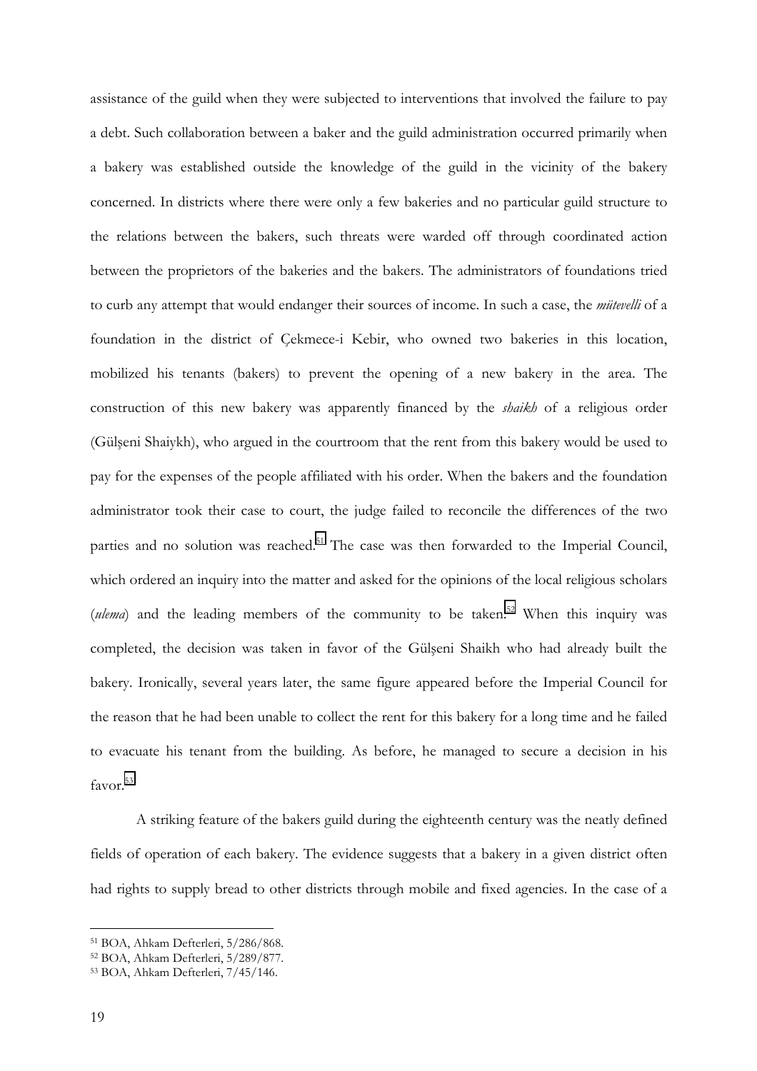assistance of the guild when they were subjected to interventions that involved the failure to pay a debt. Such collaboration between a baker and the guild administration occurred primarily when a bakery was established outside the knowledge of the guild in the vicinity of the bakery concerned. In districts where there were only a few bakeries and no particular guild structure to the relations between the bakers, such threats were warded off through coordinated action between the proprietors of the bakeries and the bakers. The administrators of foundations tried to curb any attempt that would endanger their sources of income. In such a case, the *mütevelli* of a foundation in the district of Çekmece-i Kebir, who owned two bakeries in this location, mobilized his tenants (bakers) to prevent the opening of a new bakery in the area. The construction of this new bakery was apparently financed by the *shaikh* of a religious order (Gülşeni Shaiykh), who argued in the courtroom that the rent from this bakery would be used to pay for the expenses of the people affiliated with his order. When the bakers and the foundation administrator took their case to court, the judge failed to reconcile the differences of the two parties and no solution was reached.[51] The case was then forwarded to the Imperial Council, which ordered an inquiry into the matter and asked for the opinions of the local religious scholars (*ulema*) and the leading members of the community to be taken.[52] When this inquiry was completed, the decision was taken in favor of the Gülşeni Shaikh who had already built the bakery. Ironically, several years later, the same figure appeared before the Imperial Council for the reason that he had been unable to collect the rent for this bakery for a long time and he failed to evacuate his tenant from the building. As before, he managed to secure a decision in his favor.[53]

A striking feature of the bakers guild during the eighteenth century was the neatly defined fields of operation of each bakery. The evidence suggests that a bakery in a given district often had rights to supply bread to other districts through mobile and fixed agencies. In the case of a

---

[51] BOA, Ahkam Defterleri, 5/286/868.

[52] BOA, Ahkam Defterleri, 5/289/877.

[53] BOA, Ahkam Defterleri, 7/45/146.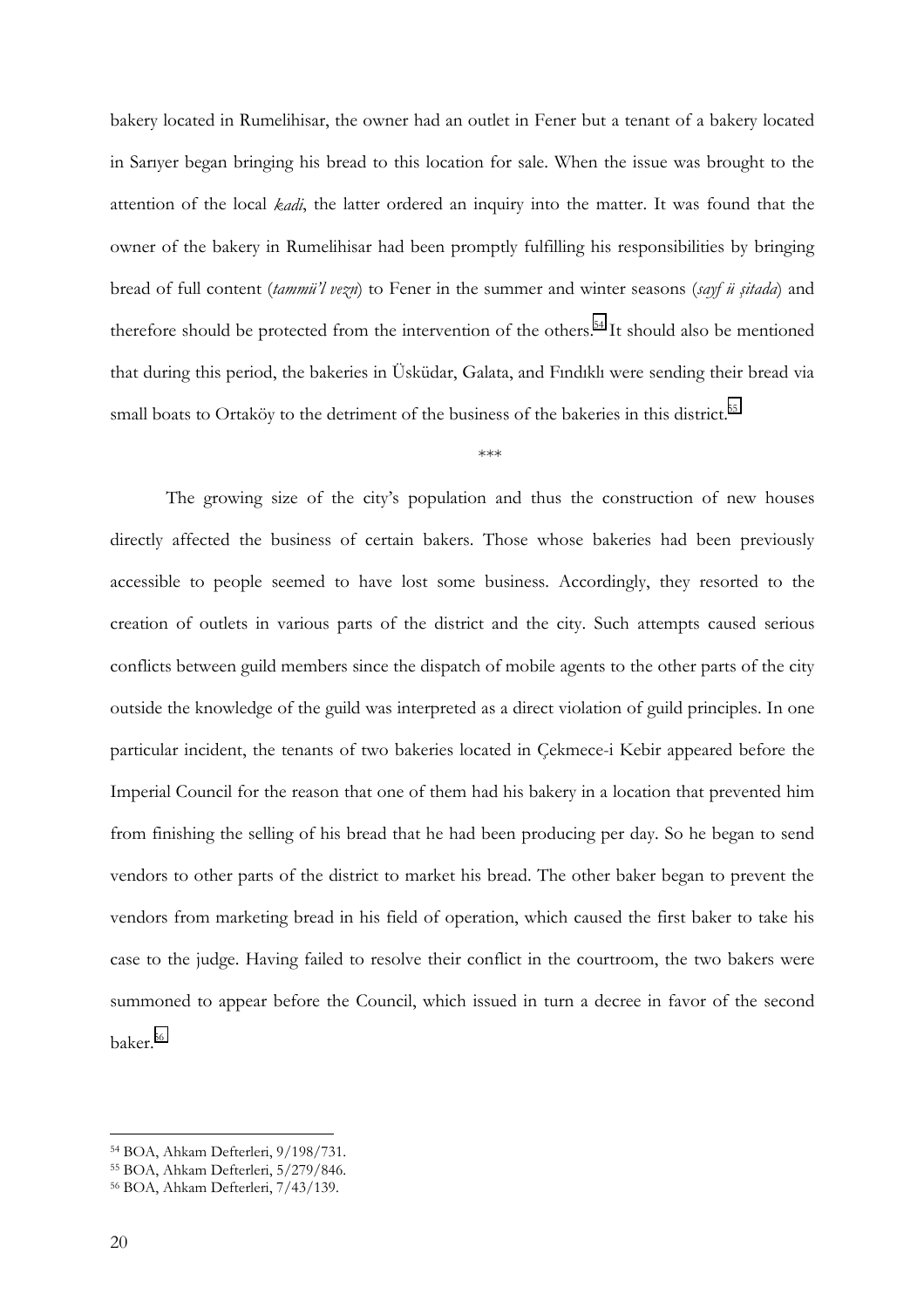bakery located in Rumelihisar, the owner had an outlet in Fener but a tenant of a bakery located in Sarıyer began bringing his bread to this location for sale. When the issue was brought to the attention of the local *kadi*, the latter ordered an inquiry into the matter. It was found that the owner of the bakery in Rumelihisar had been promptly fulfilling his responsibilities by bringing bread of full content (*tammü'l vezn*) to Fener in the summer and winter seasons (*sayf ü şitada*) and therefore should be protected from the intervention of the others.[54] It should also be mentioned that during this period, the bakeries in Üsküdar, Galata, and Fındıklı were sending their bread via small boats to Ortaköy to the detriment of the business of the bakeries in this district.[55]

***

The growing size of the city's population and thus the construction of new houses directly affected the business of certain bakers. Those whose bakeries had been previously accessible to people seemed to have lost some business. Accordingly, they resorted to the creation of outlets in various parts of the district and the city. Such attempts caused serious conflicts between guild members since the dispatch of mobile agents to the other parts of the city outside the knowledge of the guild was interpreted as a direct violation of guild principles. In one particular incident, the tenants of two bakeries located in Çekmece-i Kebir appeared before the Imperial Council for the reason that one of them had his bakery in a location that prevented him from finishing the selling of his bread that he had been producing per day. So he began to send vendors to other parts of the district to market his bread. The other baker began to prevent the vendors from marketing bread in his field of operation, which caused the first baker to take his case to the judge. Having failed to resolve their conflict in the courtroom, the two bakers were summoned to appear before the Council, which issued in turn a decree in favor of the second baker.[56]

---

[54] BOA, Ahkam Defterleri, 9/198/731.

[55] BOA, Ahkam Defterleri, 5/279/846.

[56] BOA, Ahkam Defterleri, 7/43/139.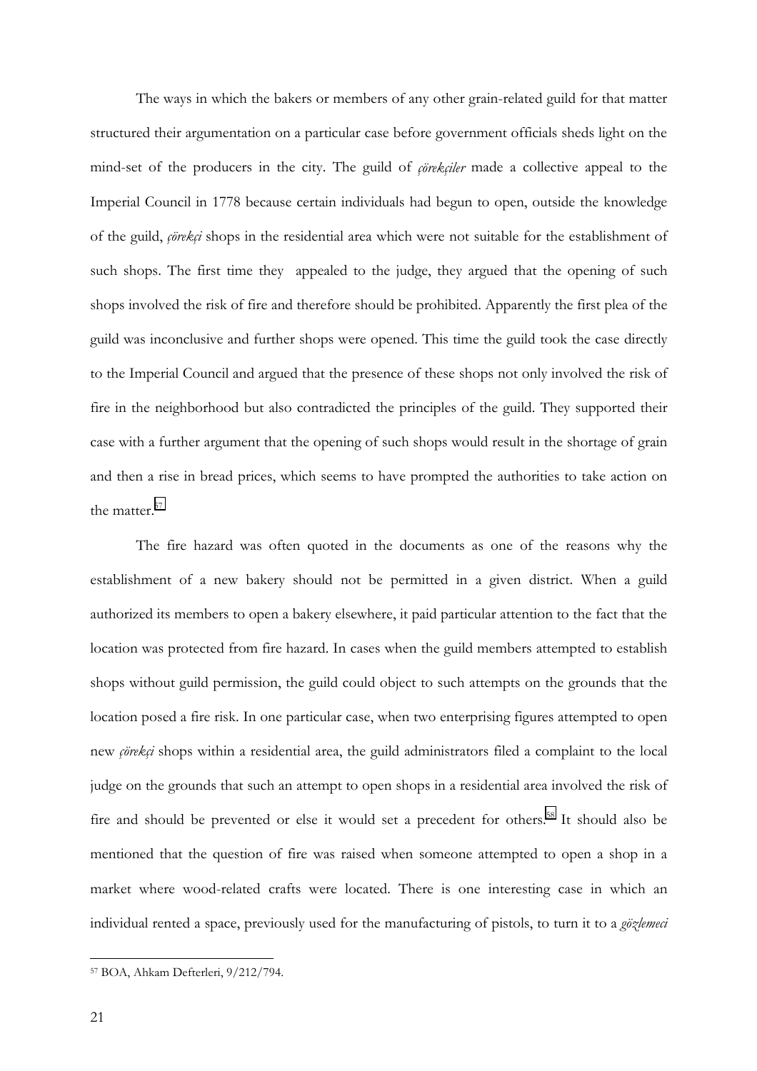The ways in which the bakers or members of any other grain-related guild for that matter structured their argumentation on a particular case before government officials sheds light on the mind-set of the producers in the city. The guild of *çörekçiler* made a collective appeal to the Imperial Council in 1778 because certain individuals had begun to open, outside the knowledge of the guild, *çörekçi* shops in the residential area which were not suitable for the establishment of such shops. The first time they appealed to the judge, they argued that the opening of such shops involved the risk of fire and therefore should be prohibited. Apparently the first plea of the guild was inconclusive and further shops were opened. This time the guild took the case directly to the Imperial Council and argued that the presence of these shops not only involved the risk of fire in the neighborhood but also contradicted the principles of the guild. They supported their case with a further argument that the opening of such shops would result in the shortage of grain and then a rise in bread prices, which seems to have prompted the authorities to take action on the matter.[57]

The fire hazard was often quoted in the documents as one of the reasons why the establishment of a new bakery should not be permitted in a given district. When a guild authorized its members to open a bakery elsewhere, it paid particular attention to the fact that the location was protected from fire hazard. In cases when the guild members attempted to establish shops without guild permission, the guild could object to such attempts on the grounds that the location posed a fire risk. In one particular case, when two enterprising figures attempted to open new *çörekçi* shops within a residential area, the guild administrators filed a complaint to the local judge on the grounds that such an attempt to open shops in a residential area involved the risk of fire and should be prevented or else it would set a precedent for others.[58] It should also be mentioned that the question of fire was raised when someone attempted to open a shop in a market where wood-related crafts were located. There is one interesting case in which an individual rented a space, previously used for the manufacturing of pistols, to turn it to a *gözlemeci*

---

[57] BOA, Ahkam Defterleri, 9/212/794.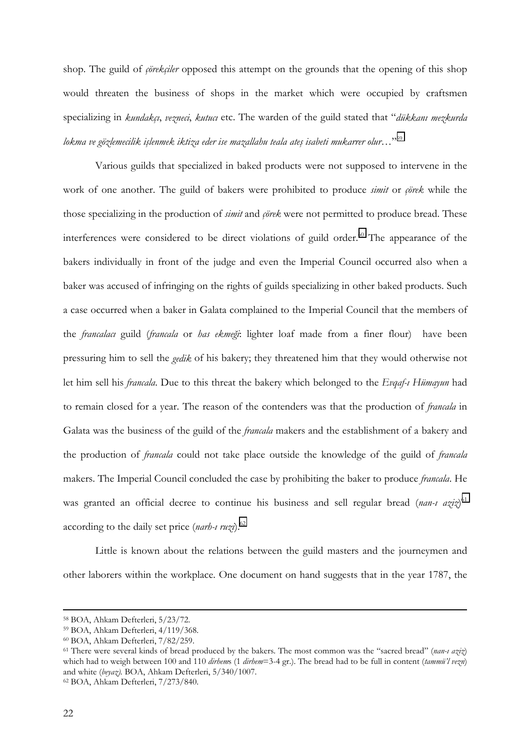shop. The guild of *çörekçiler* opposed this attempt on the grounds that the opening of this shop would threaten the business of shops in the market which were occupied by craftsmen specializing in *kundakçı*, *vezneci*, *kutucı* etc. The warden of the guild stated that "*dükkanı mezkurda lokma ve gözlemecilik işlenmek iktiza eder ise mazallahu teala ateş isabeti mukarrer olur…*"[59]

Various guilds that specialized in baked products were not supposed to intervene in the work of one another. The guild of bakers were prohibited to produce *simit* or *çörek* while the those specializing in the production of *simit* and *çörek* were not permitted to produce bread. These interferences were considered to be direct violations of guild order.[60] The appearance of the bakers individually in front of the judge and even the Imperial Council occurred also when a baker was accused of infringing on the rights of guilds specializing in other baked products. Such a case occurred when a baker in Galata complained to the Imperial Council that the members of the *francalacı* guild (*francala* or *has ekmeği*: lighter loaf made from a finer flour) have been pressuring him to sell the *gedik* of his bakery; they threatened him that they would otherwise not let him sell his *francala*. Due to this threat the bakery which belonged to the *Evqaf-ı Hümayun* had to remain closed for a year. The reason of the contenders was that the production of *francala* in Galata was the business of the guild of the *francala* makers and the establishment of a bakery and the production of *francala* could not take place outside the knowledge of the guild of *francala* makers. The Imperial Council concluded the case by prohibiting the baker to produce *francala*. He was granted an official decree to continue his business and sell regular bread (*nan-ı aziz*)[61] according to the daily set price (*narh-ı ruzi*).[62]

Little is known about the relations between the guild masters and the journeymen and other laborers within the workplace. One document on hand suggests that in the year 1787, the

---

[58] BOA, Ahkam Defterleri, 5/23/72.

[59] BOA, Ahkam Defterleri, 4/119/368.

[60] BOA, Ahkam Defterleri, 7/82/259.

[61] There were several kinds of bread produced by the bakers. The most common was the "sacred bread" (*nan-ı aziz*) which had to weigh between 100 and 110 *dirhem*s (1 *dirhem*=3-4 gr.). The bread had to be full in content (*tammü'l vezn*) and white (*beyaz).* BOA, Ahkam Defterleri, 5/340/1007.

[62] BOA, Ahkam Defterleri, 7/273/840.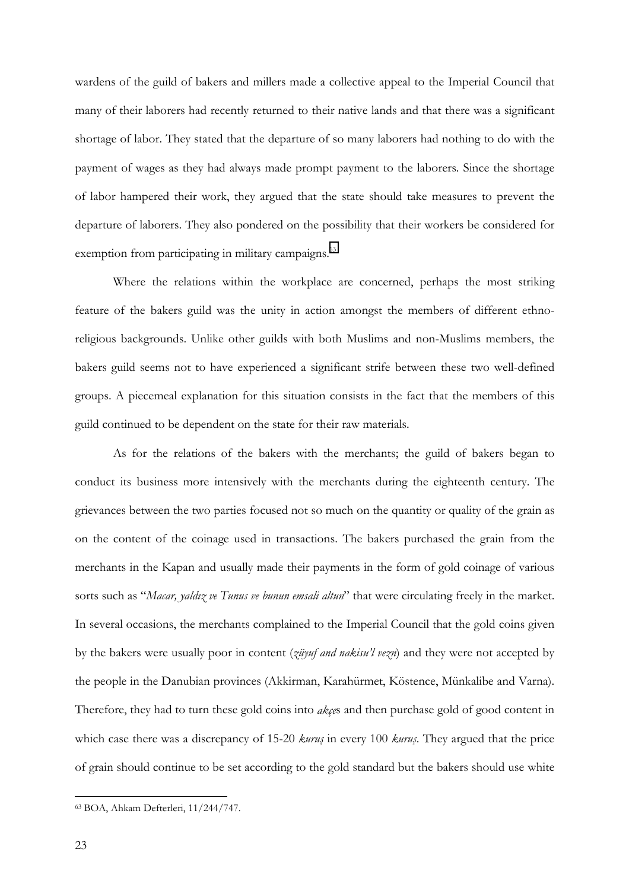wardens of the guild of bakers and millers made a collective appeal to the Imperial Council that many of their laborers had recently returned to their native lands and that there was a significant shortage of labor. They stated that the departure of so many laborers had nothing to do with the payment of wages as they had always made prompt payment to the laborers. Since the shortage of labor hampered their work, they argued that the state should take measures to prevent the departure of laborers. They also pondered on the possibility that their workers be considered for exemption from participating in military campaigns.[63]

Where the relations within the workplace are concerned, perhaps the most striking feature of the bakers guild was the unity in action amongst the members of different ethno-religious backgrounds. Unlike other guilds with both Muslims and non-Muslims members, the bakers guild seems not to have experienced a significant strife between these two well-defined groups. A piecemeal explanation for this situation consists in the fact that the members of this guild continued to be dependent on the state for their raw materials.

As for the relations of the bakers with the merchants; the guild of bakers began to conduct its business more intensively with the merchants during the eighteenth century. The grievances between the two parties focused not so much on the quantity or quality of the grain as on the content of the coinage used in transactions. The bakers purchased the grain from the merchants in the Kapan and usually made their payments in the form of gold coinage of various sorts such as "*Macar, yaldız ve Tunus ve bunun emsali altun*" that were circulating freely in the market. In several occasions, the merchants complained to the Imperial Council that the gold coins given by the bakers were usually poor in content (*züyuf and nakisu'l vezn*) and they were not accepted by the people in the Danubian provinces (Akkirman, Karahürmet, Köstence, Münkalibe and Varna). Therefore, they had to turn these gold coins into *akçe*s and then purchase gold of good content in which case there was a discrepancy of 15-20 *kuruş* in every 100 *kuruş*. They argued that the price of grain should continue to be set according to the gold standard but the bakers should use white

---

[63] BOA, Ahkam Defterleri, 11/244/747.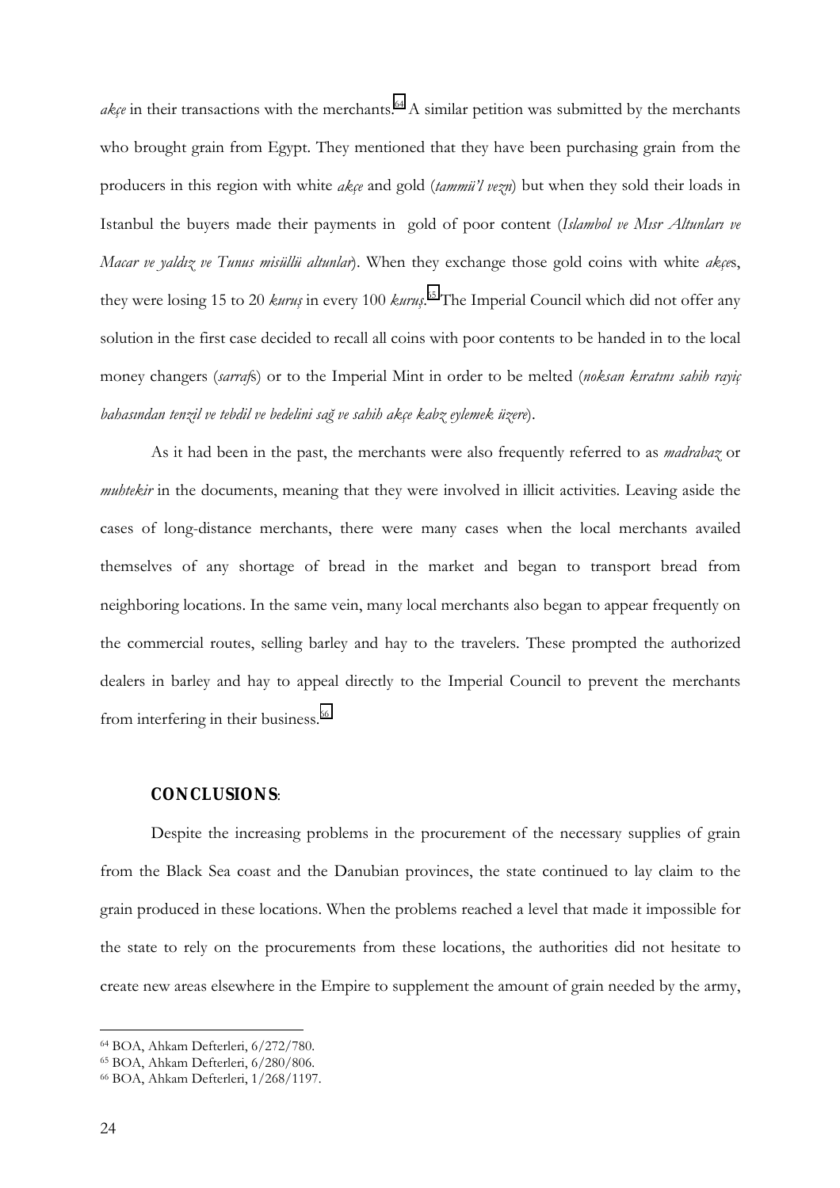*akçe* in their transactions with the merchants.[64] A similar petition was submitted by the merchants who brought grain from Egypt. They mentioned that they have been purchasing grain from the producers in this region with white *akçe* and gold (*tammü'l vezn*) but when they sold their loads in Istanbul the buyers made their payments in gold of poor content (*Islambol ve Mısr Altunları ve Macar ve yaldız ve Tunus misüllü altunlar*). When they exchange those gold coins with white *akçe*s, they were losing 15 to 20 *kuruş* in every 100 *kuruş*.[65] The Imperial Council which did not offer any solution in the first case decided to recall all coins with poor contents to be handed in to the local money changers (*sarraf*s) or to the Imperial Mint in order to be melted (*noksan kıratını sahih rayiç bahasından tenzil ve tebdil ve bedelini sağ ve sahih akçe kabz eylemek üzere*).

As it had been in the past, the merchants were also frequently referred to as *madrabaz* or *muhtekir* in the documents, meaning that they were involved in illicit activities. Leaving aside the cases of long-distance merchants, there were many cases when the local merchants availed themselves of any shortage of bread in the market and began to transport bread from neighboring locations. In the same vein, many local merchants also began to appear frequently on the commercial routes, selling barley and hay to the travelers. These prompted the authorized dealers in barley and hay to appeal directly to the Imperial Council to prevent the merchants from interfering in their business.[66]

## CONCLUSIONS:

Despite the increasing problems in the procurement of the necessary supplies of grain from the Black Sea coast and the Danubian provinces, the state continued to lay claim to the grain produced in these locations. When the problems reached a level that made it impossible for the state to rely on the procurements from these locations, the authorities did not hesitate to create new areas elsewhere in the Empire to supplement the amount of grain needed by the army,

---

[64] BOA, Ahkam Defterleri, 6/272/780.

[65] BOA, Ahkam Defterleri, 6/280/806.

[66] BOA, Ahkam Defterleri, 1/268/1197.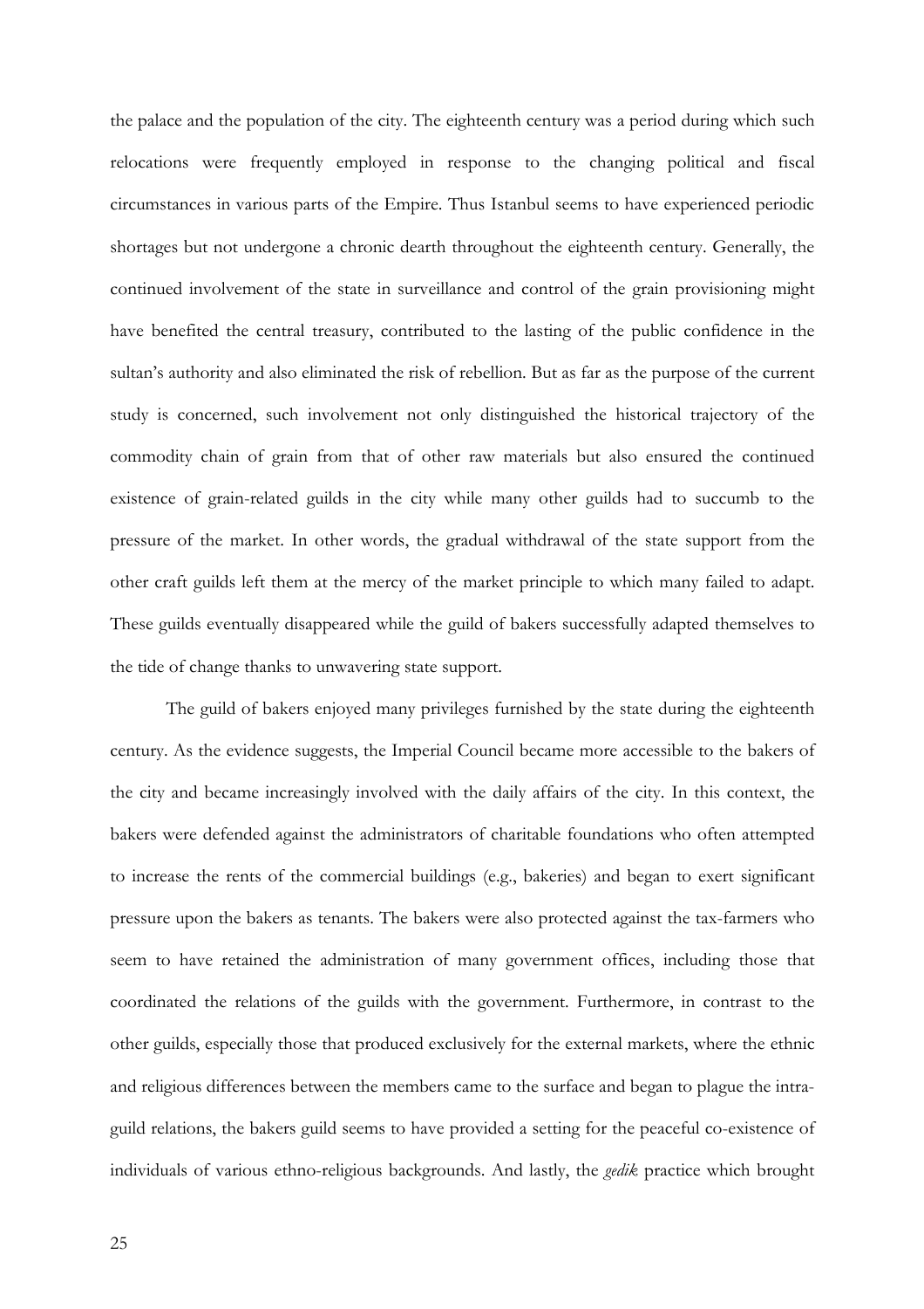the palace and the population of the city. The eighteenth century was a period during which such relocations were frequently employed in response to the changing political and fiscal circumstances in various parts of the Empire. Thus Istanbul seems to have experienced periodic shortages but not undergone a chronic dearth throughout the eighteenth century. Generally, the continued involvement of the state in surveillance and control of the grain provisioning might have benefited the central treasury, contributed to the lasting of the public confidence in the sultan's authority and also eliminated the risk of rebellion. But as far as the purpose of the current study is concerned, such involvement not only distinguished the historical trajectory of the commodity chain of grain from that of other raw materials but also ensured the continued existence of grain-related guilds in the city while many other guilds had to succumb to the pressure of the market. In other words, the gradual withdrawal of the state support from the other craft guilds left them at the mercy of the market principle to which many failed to adapt. These guilds eventually disappeared while the guild of bakers successfully adapted themselves to the tide of change thanks to unwavering state support.

The guild of bakers enjoyed many privileges furnished by the state during the eighteenth century. As the evidence suggests, the Imperial Council became more accessible to the bakers of the city and became increasingly involved with the daily affairs of the city. In this context, the bakers were defended against the administrators of charitable foundations who often attempted to increase the rents of the commercial buildings (e.g., bakeries) and began to exert significant pressure upon the bakers as tenants. The bakers were also protected against the tax-farmers who seem to have retained the administration of many government offices, including those that coordinated the relations of the guilds with the government. Furthermore, in contrast to the other guilds, especially those that produced exclusively for the external markets, where the ethnic and religious differences between the members came to the surface and began to plague the intra-guild relations, the bakers guild seems to have provided a setting for the peaceful co-existence of individuals of various ethno-religious backgrounds. And lastly, the *gedik* practice which brought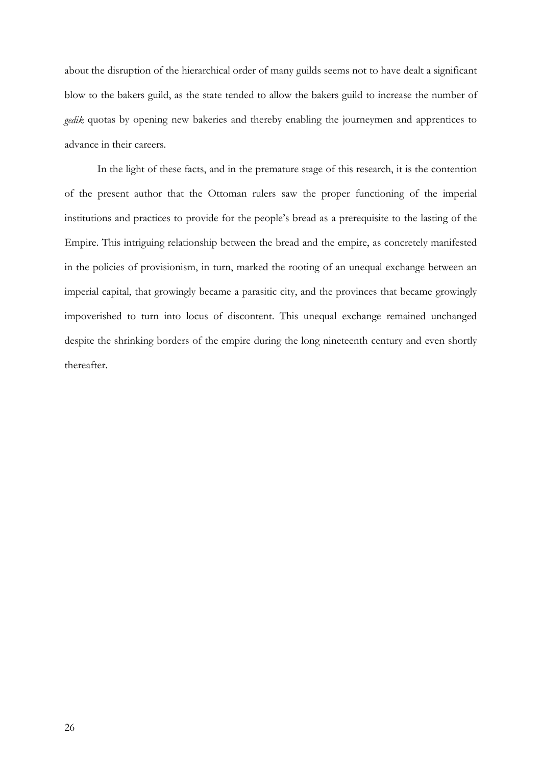about the disruption of the hierarchical order of many guilds seems not to have dealt a significant blow to the bakers guild, as the state tended to allow the bakers guild to increase the number of *gedik* quotas by opening new bakeries and thereby enabling the journeymen and apprentices to advance in their careers.

In the light of these facts, and in the premature stage of this research, it is the contention of the present author that the Ottoman rulers saw the proper functioning of the imperial institutions and practices to provide for the people's bread as a prerequisite to the lasting of the Empire. This intriguing relationship between the bread and the empire, as concretely manifested in the policies of provisionism, in turn, marked the rooting of an unequal exchange between an imperial capital, that growingly became a parasitic city, and the provinces that became growingly impoverished to turn into locus of discontent. This unequal exchange remained unchanged despite the shrinking borders of the empire during the long nineteenth century and even shortly thereafter.